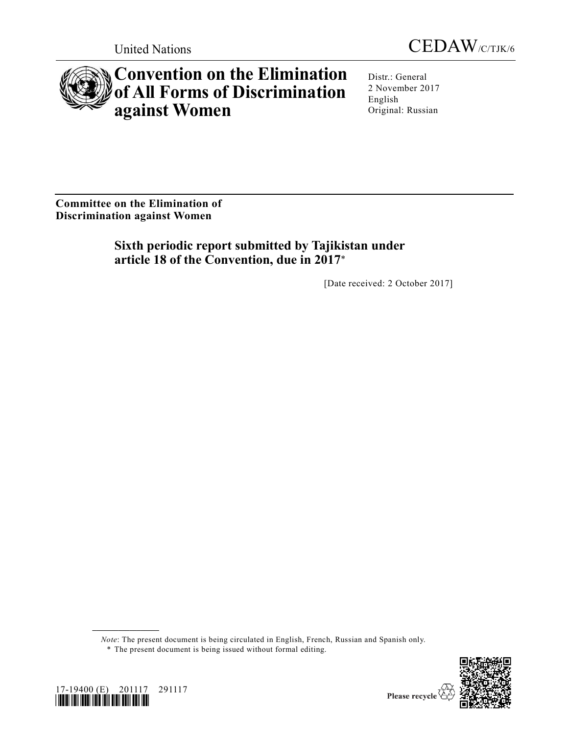United Nations

CEDAW/C/TJK/6

# Convention on the Elimination of All Forms of Discrimination against Women

Distr.: General
2 November 2017
English
Original: Russian

**Committee on the Elimination of Discrimination against Women**

## Sixth periodic report submitted by Tajikistan under article 18 of the Convention, due in 2017*

[Date received: 2 October 2017]

*Note*: The present document is being circulated in English, French, Russian and Spanish only.

\* The present document is being issued without formal editing.

17-19400 (E) 201117 291117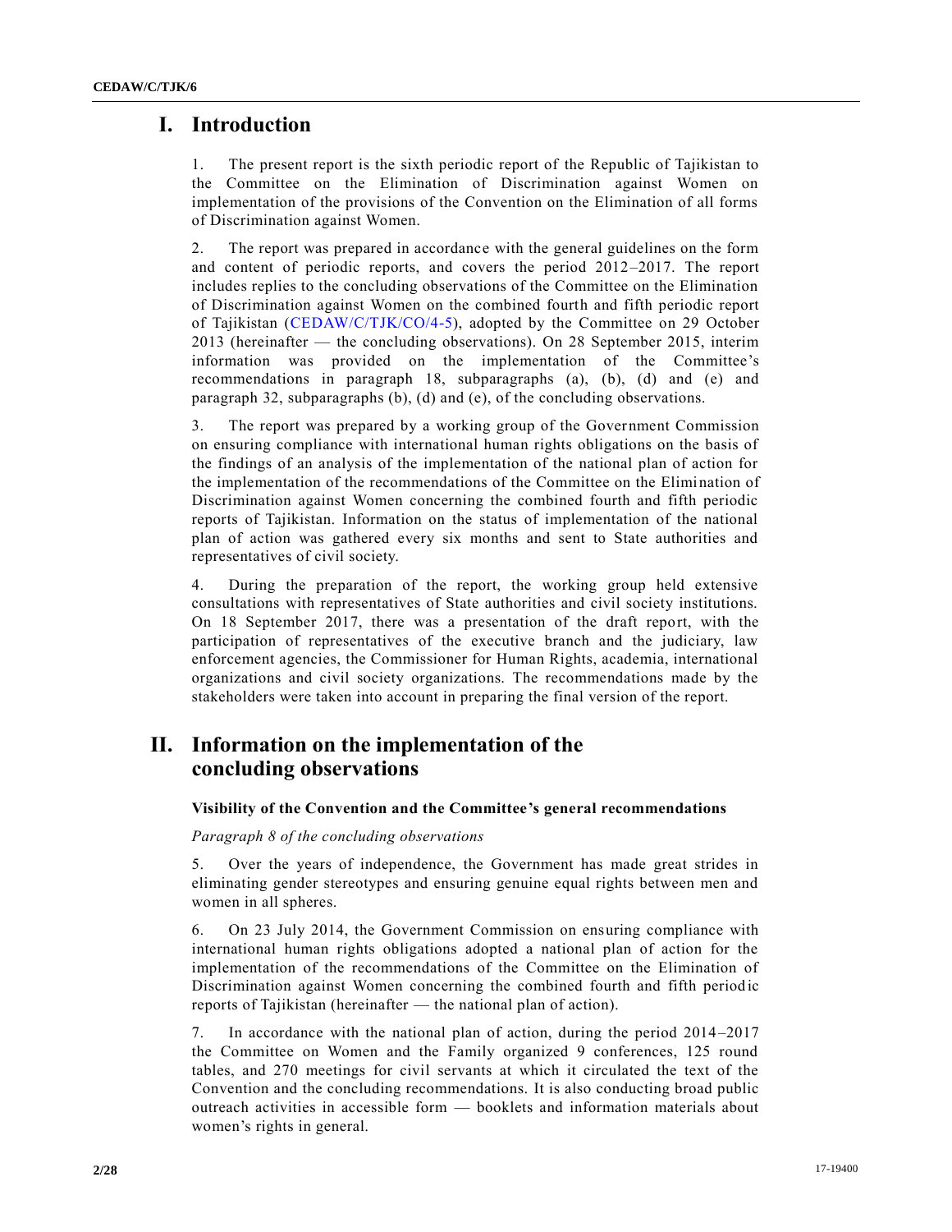# I. Introduction

1. The present report is the sixth periodic report of the Republic of Tajikistan to the Committee on the Elimination of Discrimination against Women on implementation of the provisions of the Convention on the Elimination of all forms of Discrimination against Women.

2. The report was prepared in accordance with the general guidelines on the form and content of periodic reports, and covers the period 2012–2017. The report includes replies to the concluding observations of the Committee on the Elimination of Discrimination against Women on the combined fourth and fifth periodic report of Tajikistan (CEDAW/C/TJK/CO/4-5), adopted by the Committee on 29 October 2013 (hereinafter — the concluding observations). On 28 September 2015, interim information was provided on the implementation of the Committee's recommendations in paragraph 18, subparagraphs (a), (b), (d) and (e) and paragraph 32, subparagraphs (b), (d) and (e), of the concluding observations.

3. The report was prepared by a working group of the Government Commission on ensuring compliance with international human rights obligations on the basis of the findings of an analysis of the implementation of the national plan of action for the implementation of the recommendations of the Committee on the Elimination of Discrimination against Women concerning the combined fourth and fifth periodic reports of Tajikistan. Information on the status of implementation of the national plan of action was gathered every six months and sent to State authorities and representatives of civil society.

4. During the preparation of the report, the working group held extensive consultations with representatives of State authorities and civil society institutions. On 18 September 2017, there was a presentation of the draft report, with the participation of representatives of the executive branch and the judiciary, law enforcement agencies, the Commissioner for Human Rights, academia, international organizations and civil society organizations. The recommendations made by the stakeholders were taken into account in preparing the final version of the report.

# II. Information on the implementation of the concluding observations

### Visibility of the Convention and the Committee's general recommendations

*Paragraph 8 of the concluding observations*

5. Over the years of independence, the Government has made great strides in eliminating gender stereotypes and ensuring genuine equal rights between men and women in all spheres.

6. On 23 July 2014, the Government Commission on ensuring compliance with international human rights obligations adopted a national plan of action for the implementation of the recommendations of the Committee on the Elimination of Discrimination against Women concerning the combined fourth and fifth periodic reports of Tajikistan (hereinafter — the national plan of action).

7. In accordance with the national plan of action, during the period 2014–2017 the Committee on Women and the Family organized 9 conferences, 125 round tables, and 270 meetings for civil servants at which it circulated the text of the Convention and the concluding recommendations. It is also conducting broad public outreach activities in accessible form — booklets and information materials about women's rights in general.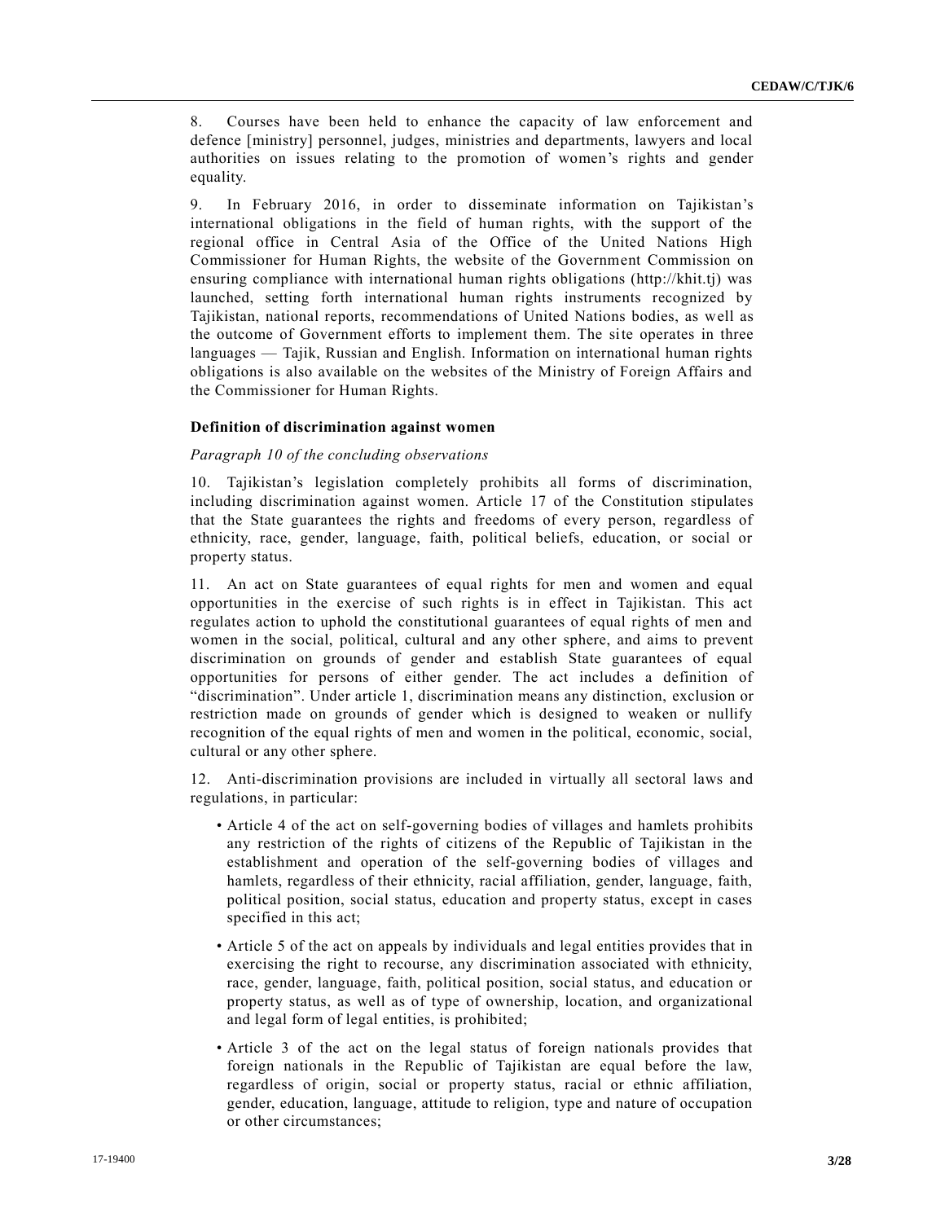8. Courses have been held to enhance the capacity of law enforcement and defence [ministry] personnel, judges, ministries and departments, lawyers and local authorities on issues relating to the promotion of women's rights and gender equality.

9. In February 2016, in order to disseminate information on Tajikistan's international obligations in the field of human rights, with the support of the regional office in Central Asia of the Office of the United Nations High Commissioner for Human Rights, the website of the Government Commission on ensuring compliance with international human rights obligations (http://khit.tj) was launched, setting forth international human rights instruments recognized by Tajikistan, national reports, recommendations of United Nations bodies, as well as the outcome of Government efforts to implement them. The site operates in three languages — Tajik, Russian and English. Information on international human rights obligations is also available on the websites of the Ministry of Foreign Affairs and the Commissioner for Human Rights.

**Definition of discrimination against women**

*Paragraph 10 of the concluding observations*

10. Tajikistan's legislation completely prohibits all forms of discrimination, including discrimination against women. Article 17 of the Constitution stipulates that the State guarantees the rights and freedoms of every person, regardless of ethnicity, race, gender, language, faith, political beliefs, education, or social or property status.

11. An act on State guarantees of equal rights for men and women and equal opportunities in the exercise of such rights is in effect in Tajikistan. This act regulates action to uphold the constitutional guarantees of equal rights of men and women in the social, political, cultural and any other sphere, and aims to prevent discrimination on grounds of gender and establish State guarantees of equal opportunities for persons of either gender. The act includes a definition of "discrimination". Under article 1, discrimination means any distinction, exclusion or restriction made on grounds of gender which is designed to weaken or nullify recognition of the equal rights of men and women in the political, economic, social, cultural or any other sphere.

12. Anti-discrimination provisions are included in virtually all sectoral laws and regulations, in particular:

- Article 4 of the act on self-governing bodies of villages and hamlets prohibits any restriction of the rights of citizens of the Republic of Tajikistan in the establishment and operation of the self-governing bodies of villages and hamlets, regardless of their ethnicity, racial affiliation, gender, language, faith, political position, social status, education and property status, except in cases specified in this act;
- Article 5 of the act on appeals by individuals and legal entities provides that in exercising the right to recourse, any discrimination associated with ethnicity, race, gender, language, faith, political position, social status, and education or property status, as well as of type of ownership, location, and organizational and legal form of legal entities, is prohibited;
- Article 3 of the act on the legal status of foreign nationals provides that foreign nationals in the Republic of Tajikistan are equal before the law, regardless of origin, social or property status, racial or ethnic affiliation, gender, education, language, attitude to religion, type and nature of occupation or other circumstances;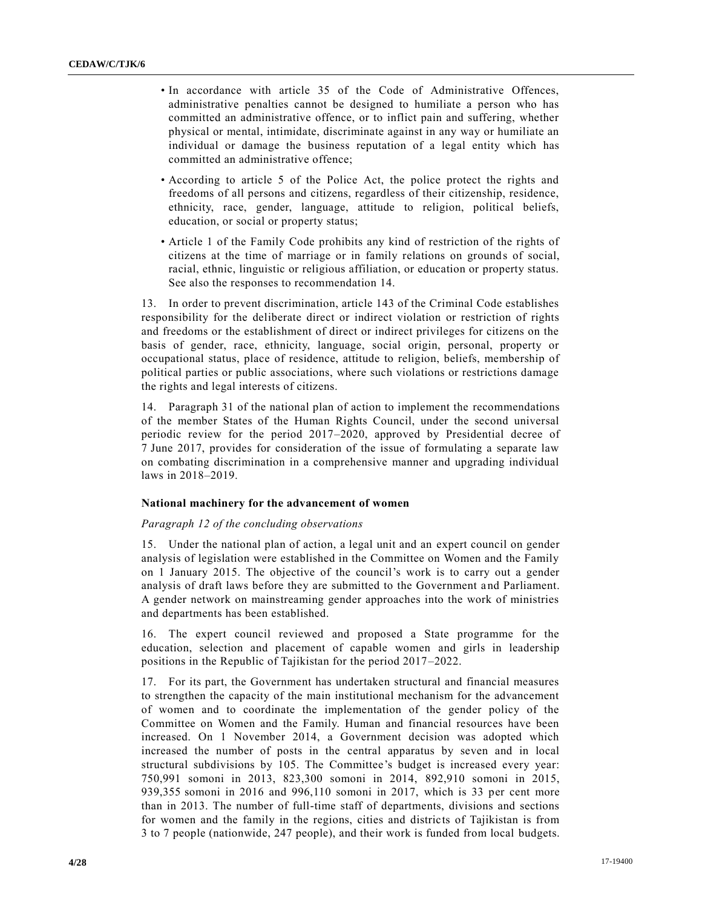- In accordance with article 35 of the Code of Administrative Offences, administrative penalties cannot be designed to humiliate a person who has committed an administrative offence, or to inflict pain and suffering, whether physical or mental, intimidate, discriminate against in any way or humiliate an individual or damage the business reputation of a legal entity which has committed an administrative offence;
- According to article 5 of the Police Act, the police protect the rights and freedoms of all persons and citizens, regardless of their citizenship, residence, ethnicity, race, gender, language, attitude to religion, political beliefs, education, or social or property status;
- Article 1 of the Family Code prohibits any kind of restriction of the rights of citizens at the time of marriage or in family relations on grounds of social, racial, ethnic, linguistic or religious affiliation, or education or property status. See also the responses to recommendation 14.

13. In order to prevent discrimination, article 143 of the Criminal Code establishes responsibility for the deliberate direct or indirect violation or restriction of rights and freedoms or the establishment of direct or indirect privileges for citizens on the basis of gender, race, ethnicity, language, social origin, personal, property or occupational status, place of residence, attitude to religion, beliefs, membership of political parties or public associations, where such violations or restrictions damage the rights and legal interests of citizens.

14. Paragraph 31 of the national plan of action to implement the recommendations of the member States of the Human Rights Council, under the second universal periodic review for the period 2017–2020, approved by Presidential decree of 7 June 2017, provides for consideration of the issue of formulating a separate law on combating discrimination in a comprehensive manner and upgrading individual laws in 2018–2019.

### National machinery for the advancement of women

*Paragraph 12 of the concluding observations*

15. Under the national plan of action, a legal unit and an expert council on gender analysis of legislation were established in the Committee on Women and the Family on 1 January 2015. The objective of the council's work is to carry out a gender analysis of draft laws before they are submitted to the Government and Parliament. A gender network on mainstreaming gender approaches into the work of ministries and departments has been established.

16. The expert council reviewed and proposed a State programme for the education, selection and placement of capable women and girls in leadership positions in the Republic of Tajikistan for the period 2017–2022.

17. For its part, the Government has undertaken structural and financial measures to strengthen the capacity of the main institutional mechanism for the advancement of women and to coordinate the implementation of the gender policy of the Committee on Women and the Family. Human and financial resources have been increased. On 1 November 2014, a Government decision was adopted which increased the number of posts in the central apparatus by seven and in local structural subdivisions by 105. The Committee's budget is increased every year: 750,991 somoni in 2013, 823,300 somoni in 2014, 892,910 somoni in 2015, 939,355 somoni in 2016 and 996,110 somoni in 2017, which is 33 per cent more than in 2013. The number of full-time staff of departments, divisions and sections for women and the family in the regions, cities and districts of Tajikistan is from 3 to 7 people (nationwide, 247 people), and their work is funded from local budgets.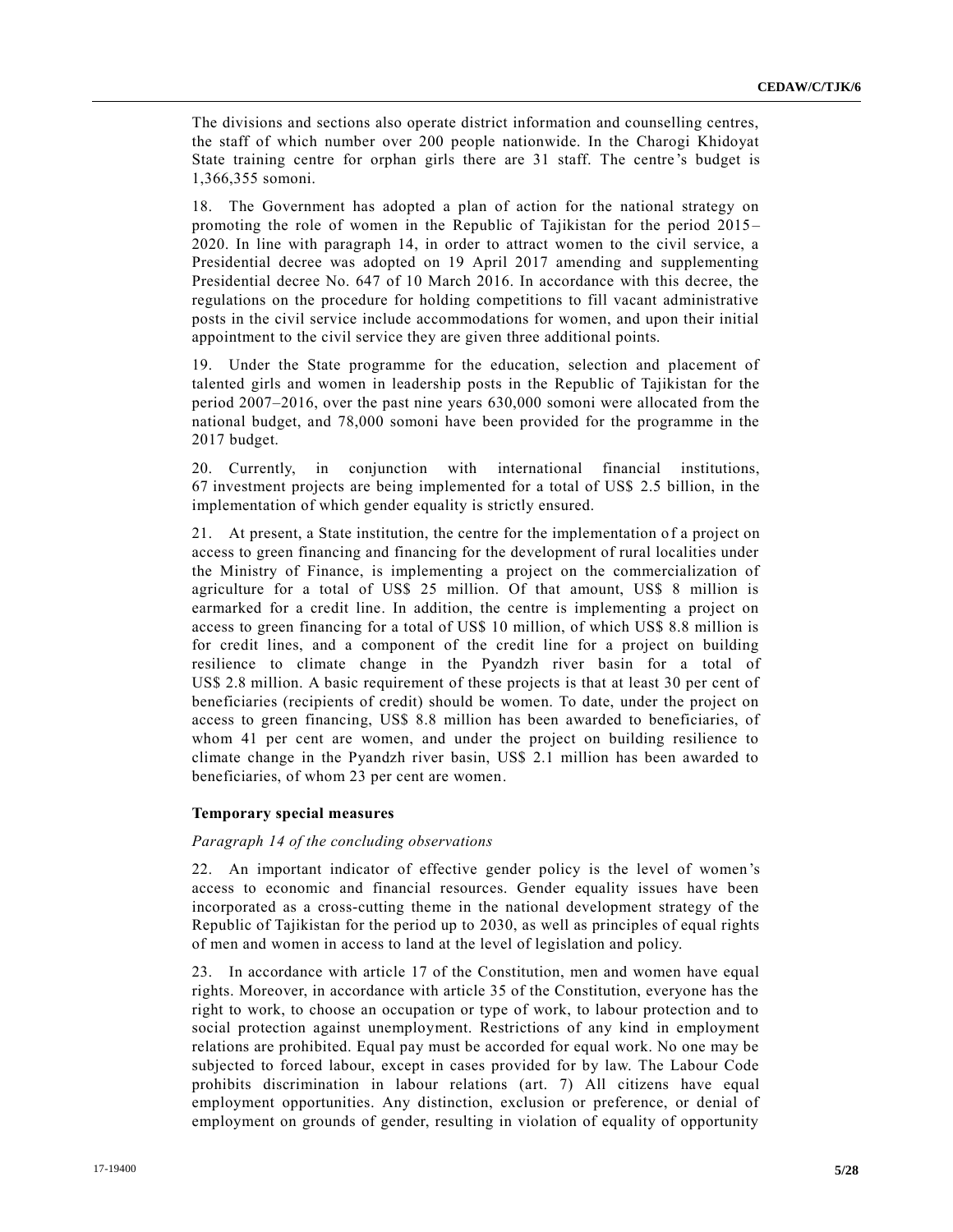The divisions and sections also operate district information and counselling centres, the staff of which number over 200 people nationwide. In the Charogi Khidoyat State training centre for orphan girls there are 31 staff. The centre's budget is 1,366,355 somoni.

18. The Government has adopted a plan of action for the national strategy on promoting the role of women in the Republic of Tajikistan for the period 2015–2020. In line with paragraph 14, in order to attract women to the civil service, a Presidential decree was adopted on 19 April 2017 amending and supplementing Presidential decree No. 647 of 10 March 2016. In accordance with this decree, the regulations on the procedure for holding competitions to fill vacant administrative posts in the civil service include accommodations for women, and upon their initial appointment to the civil service they are given three additional points.

19. Under the State programme for the education, selection and placement of talented girls and women in leadership posts in the Republic of Tajikistan for the period 2007–2016, over the past nine years 630,000 somoni were allocated from the national budget, and 78,000 somoni have been provided for the programme in the 2017 budget.

20. Currently, in conjunction with international financial institutions, 67 investment projects are being implemented for a total of US$ 2.5 billion, in the implementation of which gender equality is strictly ensured.

21. At present, a State institution, the centre for the implementation of a project on access to green financing and financing for the development of rural localities under the Ministry of Finance, is implementing a project on the commercialization of agriculture for a total of US$ 25 million. Of that amount, US$ 8 million is earmarked for a credit line. In addition, the centre is implementing a project on access to green financing for a total of US$ 10 million, of which US$ 8.8 million is for credit lines, and a component of the credit line for a project on building resilience to climate change in the Pyandzh river basin for a total of US$ 2.8 million. A basic requirement of these projects is that at least 30 per cent of beneficiaries (recipients of credit) should be women. To date, under the project on access to green financing, US$ 8.8 million has been awarded to beneficiaries, of whom 41 per cent are women, and under the project on building resilience to climate change in the Pyandzh river basin, US$ 2.1 million has been awarded to beneficiaries, of whom 23 per cent are women.

### Temporary special measures

*Paragraph 14 of the concluding observations*

22. An important indicator of effective gender policy is the level of women's access to economic and financial resources. Gender equality issues have been incorporated as a cross-cutting theme in the national development strategy of the Republic of Tajikistan for the period up to 2030, as well as principles of equal rights of men and women in access to land at the level of legislation and policy.

23. In accordance with article 17 of the Constitution, men and women have equal rights. Moreover, in accordance with article 35 of the Constitution, everyone has the right to work, to choose an occupation or type of work, to labour protection and to social protection against unemployment. Restrictions of any kind in employment relations are prohibited. Equal pay must be accorded for equal work. No one may be subjected to forced labour, except in cases provided for by law. The Labour Code prohibits discrimination in labour relations (art. 7) All citizens have equal employment opportunities. Any distinction, exclusion or preference, or denial of employment on grounds of gender, resulting in violation of equality of opportunity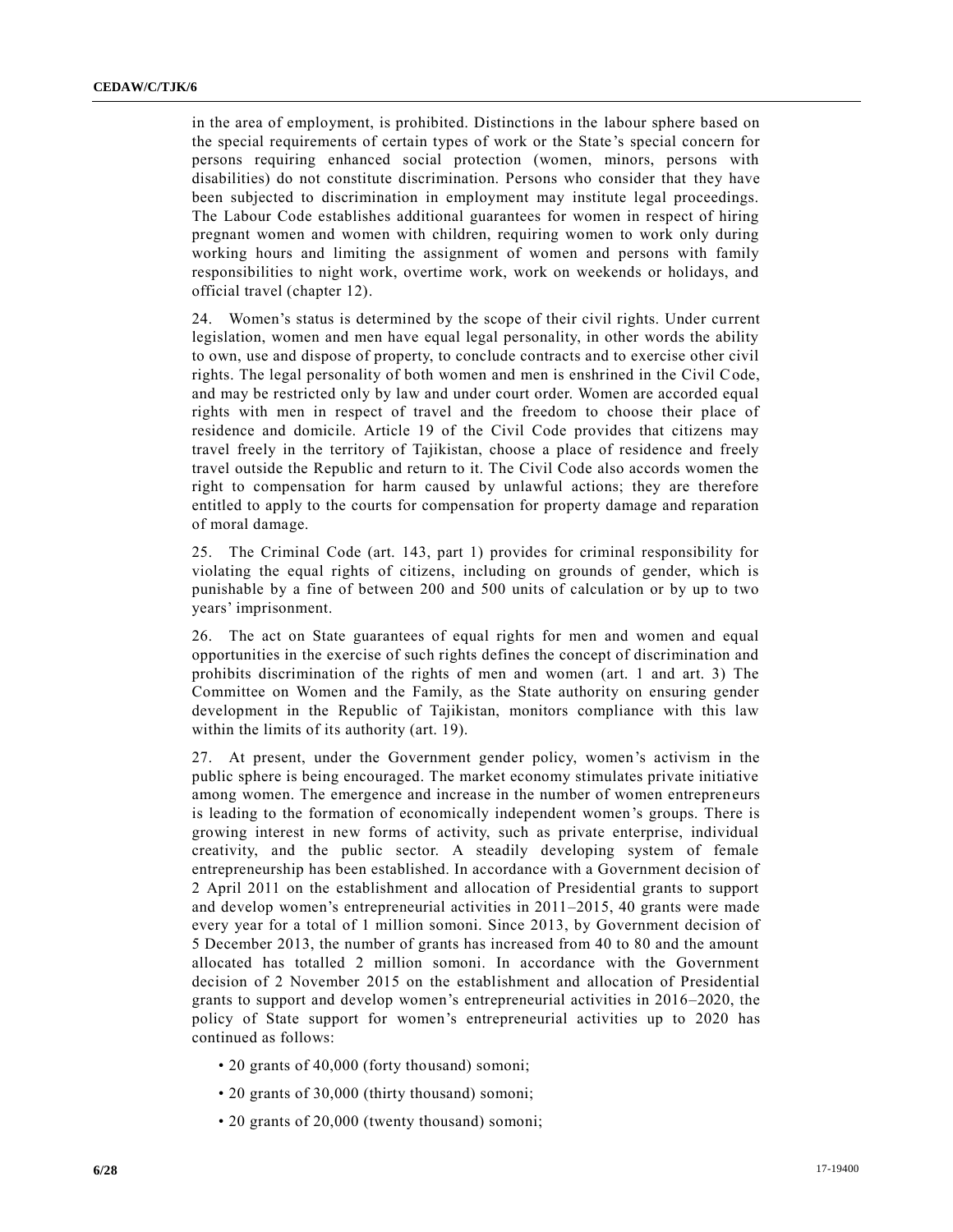in the area of employment, is prohibited. Distinctions in the labour sphere based on the special requirements of certain types of work or the State's special concern for persons requiring enhanced social protection (women, minors, persons with disabilities) do not constitute discrimination. Persons who consider that they have been subjected to discrimination in employment may institute legal proceedings. The Labour Code establishes additional guarantees for women in respect of hiring pregnant women and women with children, requiring women to work only during working hours and limiting the assignment of women and persons with family responsibilities to night work, overtime work, work on weekends or holidays, and official travel (chapter 12).

24. Women's status is determined by the scope of their civil rights. Under current legislation, women and men have equal legal personality, in other words the ability to own, use and dispose of property, to conclude contracts and to exercise other civil rights. The legal personality of both women and men is enshrined in the Civil Code, and may be restricted only by law and under court order. Women are accorded equal rights with men in respect of travel and the freedom to choose their place of residence and domicile. Article 19 of the Civil Code provides that citizens may travel freely in the territory of Tajikistan, choose a place of residence and freely travel outside the Republic and return to it. The Civil Code also accords women the right to compensation for harm caused by unlawful actions; they are therefore entitled to apply to the courts for compensation for property damage and reparation of moral damage.

25. The Criminal Code (art. 143, part 1) provides for criminal responsibility for violating the equal rights of citizens, including on grounds of gender, which is punishable by a fine of between 200 and 500 units of calculation or by up to two years' imprisonment.

26. The act on State guarantees of equal rights for men and women and equal opportunities in the exercise of such rights defines the concept of discrimination and prohibits discrimination of the rights of men and women (art. 1 and art. 3) The Committee on Women and the Family, as the State authority on ensuring gender development in the Republic of Tajikistan, monitors compliance with this law within the limits of its authority (art. 19).

27. At present, under the Government gender policy, women's activism in the public sphere is being encouraged. The market economy stimulates private initiative among women. The emergence and increase in the number of women entrepreneurs is leading to the formation of economically independent women's groups. There is growing interest in new forms of activity, such as private enterprise, individual creativity, and the public sector. A steadily developing system of female entrepreneurship has been established. In accordance with a Government decision of 2 April 2011 on the establishment and allocation of Presidential grants to support and develop women's entrepreneurial activities in 2011–2015, 40 grants were made every year for a total of 1 million somoni. Since 2013, by Government decision of 5 December 2013, the number of grants has increased from 40 to 80 and the amount allocated has totalled 2 million somoni. In accordance with the Government decision of 2 November 2015 on the establishment and allocation of Presidential grants to support and develop women's entrepreneurial activities in 2016–2020, the policy of State support for women's entrepreneurial activities up to 2020 has continued as follows:

- 20 grants of 40,000 (forty thousand) somoni;
- 20 grants of 30,000 (thirty thousand) somoni;
- 20 grants of 20,000 (twenty thousand) somoni;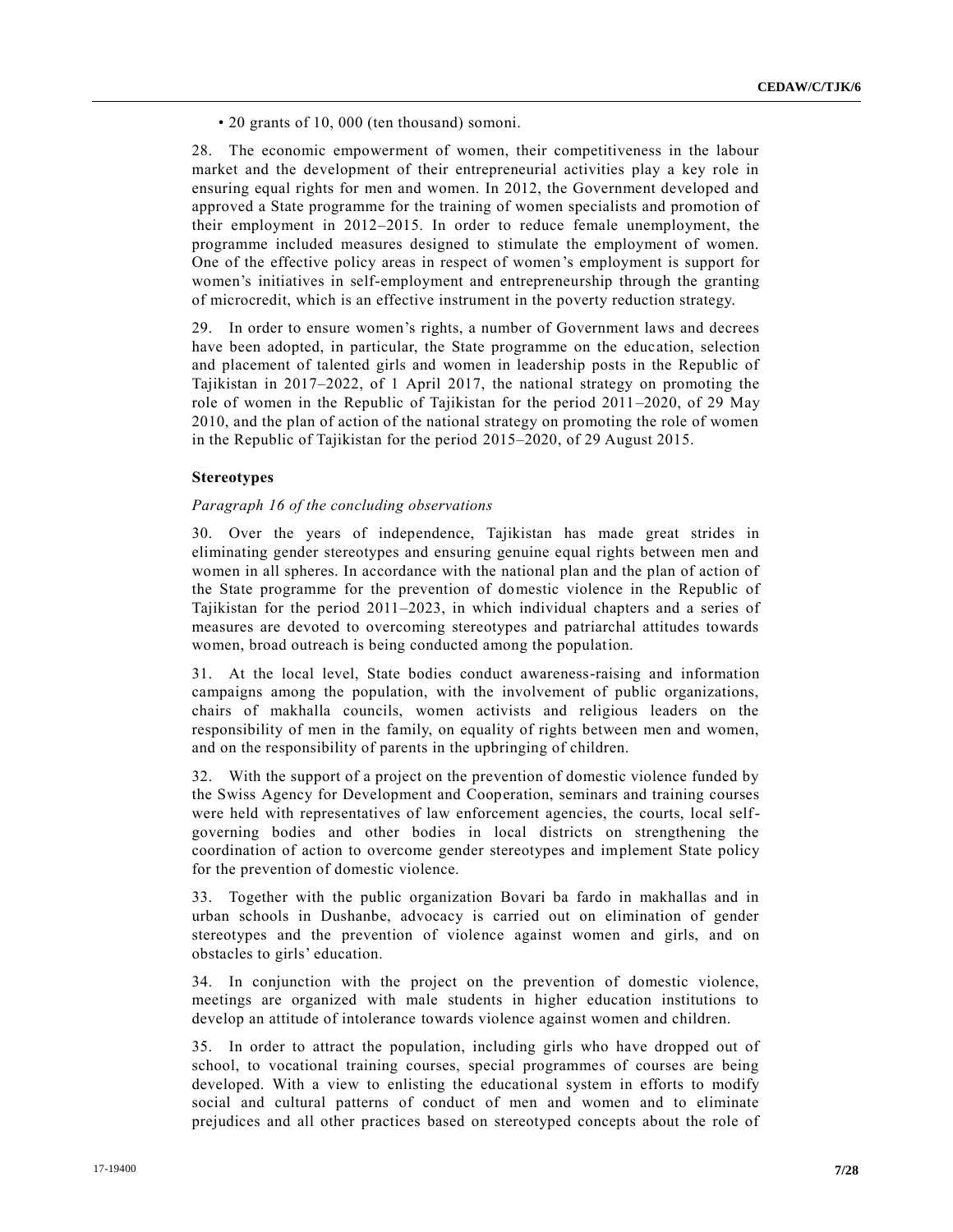• 20 grants of 10, 000 (ten thousand) somoni.

28. The economic empowerment of women, their competitiveness in the labour market and the development of their entrepreneurial activities play a key role in ensuring equal rights for men and women. In 2012, the Government developed and approved a State programme for the training of women specialists and promotion of their employment in 2012–2015. In order to reduce female unemployment, the programme included measures designed to stimulate the employment of women. One of the effective policy areas in respect of women's employment is support for women's initiatives in self-employment and entrepreneurship through the granting of microcredit, which is an effective instrument in the poverty reduction strategy.

29. In order to ensure women's rights, a number of Government laws and decrees have been adopted, in particular, the State programme on the education, selection and placement of talented girls and women in leadership posts in the Republic of Tajikistan in 2017–2022, of 1 April 2017, the national strategy on promoting the role of women in the Republic of Tajikistan for the period 2011–2020, of 29 May 2010, and the plan of action of the national strategy on promoting the role of women in the Republic of Tajikistan for the period 2015–2020, of 29 August 2015.

**Stereotypes**

*Paragraph 16 of the concluding observations*

30. Over the years of independence, Tajikistan has made great strides in eliminating gender stereotypes and ensuring genuine equal rights between men and women in all spheres. In accordance with the national plan and the plan of action of the State programme for the prevention of domestic violence in the Republic of Tajikistan for the period 2011–2023, in which individual chapters and a series of measures are devoted to overcoming stereotypes and patriarchal attitudes towards women, broad outreach is being conducted among the population.

31. At the local level, State bodies conduct awareness-raising and information campaigns among the population, with the involvement of public organizations, chairs of makhalla councils, women activists and religious leaders on the responsibility of men in the family, on equality of rights between men and women, and on the responsibility of parents in the upbringing of children.

32. With the support of a project on the prevention of domestic violence funded by the Swiss Agency for Development and Cooperation, seminars and training courses were held with representatives of law enforcement agencies, the courts, local self-governing bodies and other bodies in local districts on strengthening the coordination of action to overcome gender stereotypes and implement State policy for the prevention of domestic violence.

33. Together with the public organization Bovari ba fardo in makhallas and in urban schools in Dushanbe, advocacy is carried out on elimination of gender stereotypes and the prevention of violence against women and girls, and on obstacles to girls' education.

34. In conjunction with the project on the prevention of domestic violence, meetings are organized with male students in higher education institutions to develop an attitude of intolerance towards violence against women and children.

35. In order to attract the population, including girls who have dropped out of school, to vocational training courses, special programmes of courses are being developed. With a view to enlisting the educational system in efforts to modify social and cultural patterns of conduct of men and women and to eliminate prejudices and all other practices based on stereotyped concepts about the role of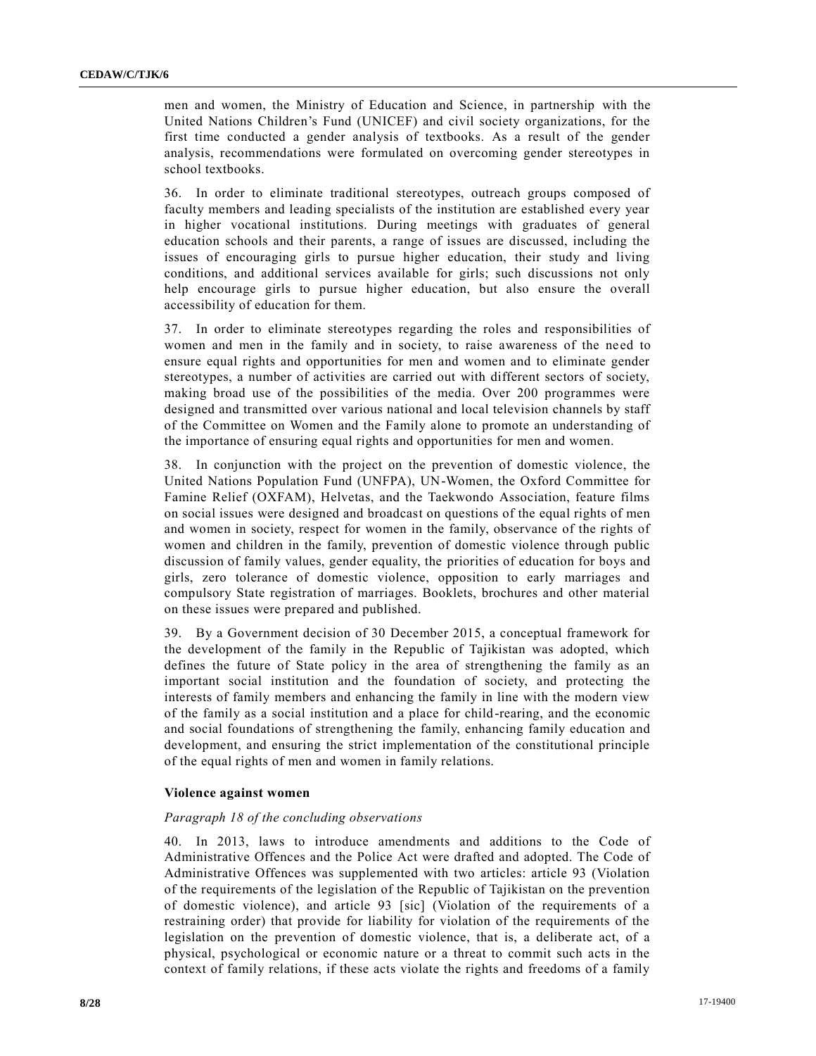men and women, the Ministry of Education and Science, in partnership with the United Nations Children's Fund (UNICEF) and civil society organizations, for the first time conducted a gender analysis of textbooks. As a result of the gender analysis, recommendations were formulated on overcoming gender stereotypes in school textbooks.

36. In order to eliminate traditional stereotypes, outreach groups composed of faculty members and leading specialists of the institution are established every year in higher vocational institutions. During meetings with graduates of general education schools and their parents, a range of issues are discussed, including the issues of encouraging girls to pursue higher education, their study and living conditions, and additional services available for girls; such discussions not only help encourage girls to pursue higher education, but also ensure the overall accessibility of education for them.

37. In order to eliminate stereotypes regarding the roles and responsibilities of women and men in the family and in society, to raise awareness of the need to ensure equal rights and opportunities for men and women and to eliminate gender stereotypes, a number of activities are carried out with different sectors of society, making broad use of the possibilities of the media. Over 200 programmes were designed and transmitted over various national and local television channels by staff of the Committee on Women and the Family alone to promote an understanding of the importance of ensuring equal rights and opportunities for men and women.

38. In conjunction with the project on the prevention of domestic violence, the United Nations Population Fund (UNFPA), UN-Women, the Oxford Committee for Famine Relief (OXFAM), Helvetas, and the Taekwondo Association, feature films on social issues were designed and broadcast on questions of the equal rights of men and women in society, respect for women in the family, observance of the rights of women and children in the family, prevention of domestic violence through public discussion of family values, gender equality, the priorities of education for boys and girls, zero tolerance of domestic violence, opposition to early marriages and compulsory State registration of marriages. Booklets, brochures and other material on these issues were prepared and published.

39. By a Government decision of 30 December 2015, a conceptual framework for the development of the family in the Republic of Tajikistan was adopted, which defines the future of State policy in the area of strengthening the family as an important social institution and the foundation of society, and protecting the interests of family members and enhancing the family in line with the modern view of the family as a social institution and a place for child-rearing, and the economic and social foundations of strengthening the family, enhancing family education and development, and ensuring the strict implementation of the constitutional principle of the equal rights of men and women in family relations.

### Violence against women

*Paragraph 18 of the concluding observations*

40. In 2013, laws to introduce amendments and additions to the Code of Administrative Offences and the Police Act were drafted and adopted. The Code of Administrative Offences was supplemented with two articles: article 93 (Violation of the requirements of the legislation of the Republic of Tajikistan on the prevention of domestic violence), and article 93 [sic] (Violation of the requirements of a restraining order) that provide for liability for violation of the requirements of the legislation on the prevention of domestic violence, that is, a deliberate act, of a physical, psychological or economic nature or a threat to commit such acts in the context of family relations, if these acts violate the rights and freedoms of a family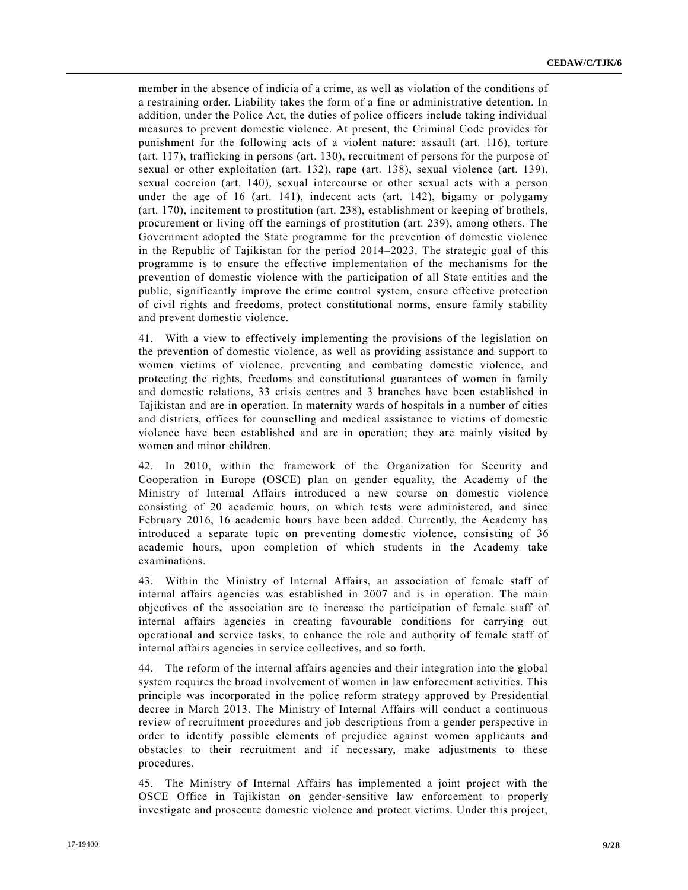member in the absence of indicia of a crime, as well as violation of the conditions of a restraining order. Liability takes the form of a fine or administrative detention. In addition, under the Police Act, the duties of police officers include taking individual measures to prevent domestic violence. At present, the Criminal Code provides for punishment for the following acts of a violent nature: assault (art. 116), torture (art. 117), trafficking in persons (art. 130), recruitment of persons for the purpose of sexual or other exploitation (art. 132), rape (art. 138), sexual violence (art. 139), sexual coercion (art. 140), sexual intercourse or other sexual acts with a person under the age of 16 (art. 141), indecent acts (art. 142), bigamy or polygamy (art. 170), incitement to prostitution (art. 238), establishment or keeping of brothels, procurement or living off the earnings of prostitution (art. 239), among others. The Government adopted the State programme for the prevention of domestic violence in the Republic of Tajikistan for the period 2014–2023. The strategic goal of this programme is to ensure the effective implementation of the mechanisms for the prevention of domestic violence with the participation of all State entities and the public, significantly improve the crime control system, ensure effective protection of civil rights and freedoms, protect constitutional norms, ensure family stability and prevent domestic violence.

41. With a view to effectively implementing the provisions of the legislation on the prevention of domestic violence, as well as providing assistance and support to women victims of violence, preventing and combating domestic violence, and protecting the rights, freedoms and constitutional guarantees of women in family and domestic relations, 33 crisis centres and 3 branches have been established in Tajikistan and are in operation. In maternity wards of hospitals in a number of cities and districts, offices for counselling and medical assistance to victims of domestic violence have been established and are in operation; they are mainly visited by women and minor children.

42. In 2010, within the framework of the Organization for Security and Cooperation in Europe (OSCE) plan on gender equality, the Academy of the Ministry of Internal Affairs introduced a new course on domestic violence consisting of 20 academic hours, on which tests were administered, and since February 2016, 16 academic hours have been added. Currently, the Academy has introduced a separate topic on preventing domestic violence, consisting of 36 academic hours, upon completion of which students in the Academy take examinations.

43. Within the Ministry of Internal Affairs, an association of female staff of internal affairs agencies was established in 2007 and is in operation. The main objectives of the association are to increase the participation of female staff of internal affairs agencies in creating favourable conditions for carrying out operational and service tasks, to enhance the role and authority of female staff of internal affairs agencies in service collectives, and so forth.

44. The reform of the internal affairs agencies and their integration into the global system requires the broad involvement of women in law enforcement activities. This principle was incorporated in the police reform strategy approved by Presidential decree in March 2013. The Ministry of Internal Affairs will conduct a continuous review of recruitment procedures and job descriptions from a gender perspective in order to identify possible elements of prejudice against women applicants and obstacles to their recruitment and if necessary, make adjustments to these procedures.

45. The Ministry of Internal Affairs has implemented a joint project with the OSCE Office in Tajikistan on gender-sensitive law enforcement to properly investigate and prosecute domestic violence and protect victims. Under this project,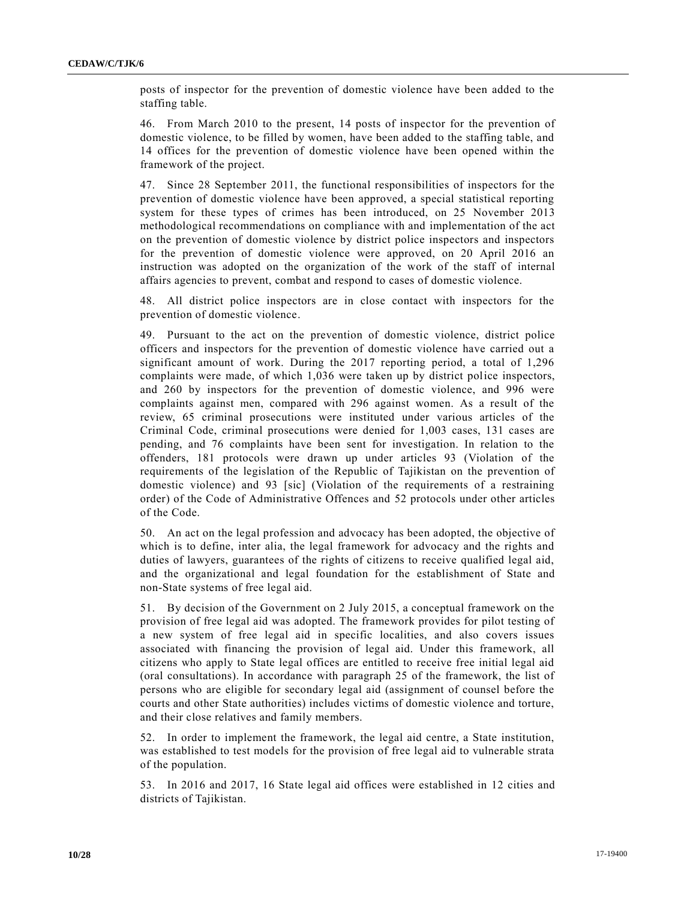posts of inspector for the prevention of domestic violence have been added to the staffing table.

46. From March 2010 to the present, 14 posts of inspector for the prevention of domestic violence, to be filled by women, have been added to the staffing table, and 14 offices for the prevention of domestic violence have been opened within the framework of the project.

47. Since 28 September 2011, the functional responsibilities of inspectors for the prevention of domestic violence have been approved, a special statistical reporting system for these types of crimes has been introduced, on 25 November 2013 methodological recommendations on compliance with and implementation of the act on the prevention of domestic violence by district police inspectors and inspectors for the prevention of domestic violence were approved, on 20 April 2016 an instruction was adopted on the organization of the work of the staff of internal affairs agencies to prevent, combat and respond to cases of domestic violence.

48. All district police inspectors are in close contact with inspectors for the prevention of domestic violence.

49. Pursuant to the act on the prevention of domestic violence, district police officers and inspectors for the prevention of domestic violence have carried out a significant amount of work. During the 2017 reporting period, a total of 1,296 complaints were made, of which 1,036 were taken up by district police inspectors, and 260 by inspectors for the prevention of domestic violence, and 996 were complaints against men, compared with 296 against women. As a result of the review, 65 criminal prosecutions were instituted under various articles of the Criminal Code, criminal prosecutions were denied for 1,003 cases, 131 cases are pending, and 76 complaints have been sent for investigation. In relation to the offenders, 181 protocols were drawn up under articles 93 (Violation of the requirements of the legislation of the Republic of Tajikistan on the prevention of domestic violence) and 93 [sic] (Violation of the requirements of a restraining order) of the Code of Administrative Offences and 52 protocols under other articles of the Code.

50. An act on the legal profession and advocacy has been adopted, the objective of which is to define, inter alia, the legal framework for advocacy and the rights and duties of lawyers, guarantees of the rights of citizens to receive qualified legal aid, and the organizational and legal foundation for the establishment of State and non-State systems of free legal aid.

51. By decision of the Government on 2 July 2015, a conceptual framework on the provision of free legal aid was adopted. The framework provides for pilot testing of a new system of free legal aid in specific localities, and also covers issues associated with financing the provision of legal aid. Under this framework, all citizens who apply to State legal offices are entitled to receive free initial legal aid (oral consultations). In accordance with paragraph 25 of the framework, the list of persons who are eligible for secondary legal aid (assignment of counsel before the courts and other State authorities) includes victims of domestic violence and torture, and their close relatives and family members.

52. In order to implement the framework, the legal aid centre, a State institution, was established to test models for the provision of free legal aid to vulnerable strata of the population.

53. In 2016 and 2017, 16 State legal aid offices were established in 12 cities and districts of Tajikistan.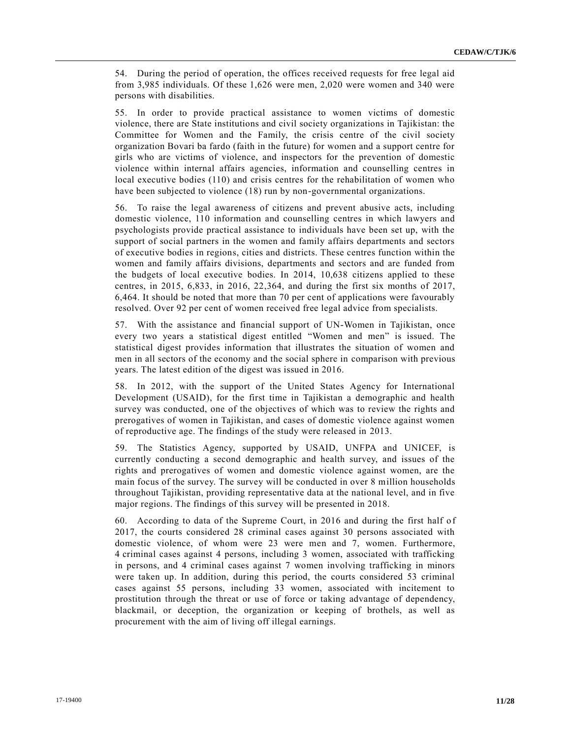54. During the period of operation, the offices received requests for free legal aid from 3,985 individuals. Of these 1,626 were men, 2,020 were women and 340 were persons with disabilities.

55. In order to provide practical assistance to women victims of domestic violence, there are State institutions and civil society organizations in Tajikistan: the Committee for Women and the Family, the crisis centre of the civil society organization Bovari ba fardo (faith in the future) for women and a support centre for girls who are victims of violence, and inspectors for the prevention of domestic violence within internal affairs agencies, information and counselling centres in local executive bodies (110) and crisis centres for the rehabilitation of women who have been subjected to violence (18) run by non-governmental organizations.

56. To raise the legal awareness of citizens and prevent abusive acts, including domestic violence, 110 information and counselling centres in which lawyers and psychologists provide practical assistance to individuals have been set up, with the support of social partners in the women and family affairs departments and sectors of executive bodies in regions, cities and districts. These centres function within the women and family affairs divisions, departments and sectors and are funded from the budgets of local executive bodies. In 2014, 10,638 citizens applied to these centres, in 2015, 6,833, in 2016, 22,364, and during the first six months of 2017, 6,464. It should be noted that more than 70 per cent of applications were favourably resolved. Over 92 per cent of women received free legal advice from specialists.

57. With the assistance and financial support of UN-Women in Tajikistan, once every two years a statistical digest entitled "Women and men" is issued. The statistical digest provides information that illustrates the situation of women and men in all sectors of the economy and the social sphere in comparison with previous years. The latest edition of the digest was issued in 2016.

58. In 2012, with the support of the United States Agency for International Development (USAID), for the first time in Tajikistan a demographic and health survey was conducted, one of the objectives of which was to review the rights and prerogatives of women in Tajikistan, and cases of domestic violence against women of reproductive age. The findings of the study were released in 2013.

59. The Statistics Agency, supported by USAID, UNFPA and UNICEF, is currently conducting a second demographic and health survey, and issues of the rights and prerogatives of women and domestic violence against women, are the main focus of the survey. The survey will be conducted in over 8 million households throughout Tajikistan, providing representative data at the national level, and in five major regions. The findings of this survey will be presented in 2018.

60. According to data of the Supreme Court, in 2016 and during the first half of 2017, the courts considered 28 criminal cases against 30 persons associated with domestic violence, of whom were 23 were men and 7, women. Furthermore, 4 criminal cases against 4 persons, including 3 women, associated with trafficking in persons, and 4 criminal cases against 7 women involving trafficking in minors were taken up. In addition, during this period, the courts considered 53 criminal cases against 55 persons, including 33 women, associated with incitement to prostitution through the threat or use of force or taking advantage of dependency, blackmail, or deception, the organization or keeping of brothels, as well as procurement with the aim of living off illegal earnings.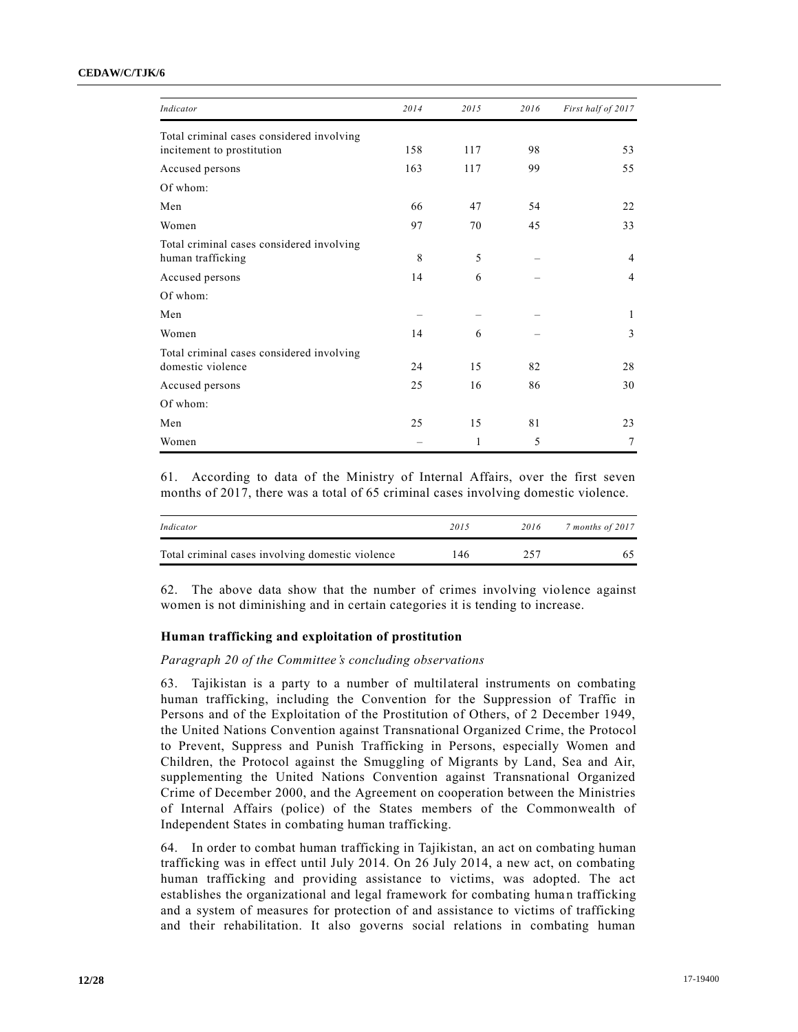| Indicator | 2014 | 2015 | 2016 | First half of 2017 |
|---|---|---|---|---|
| Total criminal cases considered involving incitement to prostitution | 158 | 117 | 98 | 53 |
| Accused persons | 163 | 117 | 99 | 55 |
| Of whom: | | | | |
| Men | 66 | 47 | 54 | 22 |
| Women | 97 | 70 | 45 | 33 |
| Total criminal cases considered involving human trafficking | 8 | 5 | – | 4 |
| Accused persons | 14 | 6 | – | 4 |
| Of whom: | | | | |
| Men | – | – | – | 1 |
| Women | 14 | 6 | – | 3 |
| Total criminal cases considered involving domestic violence | 24 | 15 | 82 | 28 |
| Accused persons | 25 | 16 | 86 | 30 |
| Of whom: | | | | |
| Men | 25 | 15 | 81 | 23 |
| Women | – | 1 | 5 | 7 |

61. According to data of the Ministry of Internal Affairs, over the first seven months of 2017, there was a total of 65 criminal cases involving domestic violence.

| Indicator | 2015 | 2016 | 7 months of 2017 |
|---|---|---|---|
| Total criminal cases involving domestic violence | 146 | 257 | 65 |

62. The above data show that the number of crimes involving violence against women is not diminishing and in certain categories it is tending to increase.

### Human trafficking and exploitation of prostitution

*Paragraph 20 of the Committee's concluding observations*

63. Tajikistan is a party to a number of multilateral instruments on combating human trafficking, including the Convention for the Suppression of Traffic in Persons and of the Exploitation of the Prostitution of Others, of 2 December 1949, the United Nations Convention against Transnational Organized Crime, the Protocol to Prevent, Suppress and Punish Trafficking in Persons, especially Women and Children, the Protocol against the Smuggling of Migrants by Land, Sea and Air, supplementing the United Nations Convention against Transnational Organized Crime of December 2000, and the Agreement on cooperation between the Ministries of Internal Affairs (police) of the States members of the Commonwealth of Independent States in combating human trafficking.

64. In order to combat human trafficking in Tajikistan, an act on combating human trafficking was in effect until July 2014. On 26 July 2014, a new act, on combating human trafficking and providing assistance to victims, was adopted. The act establishes the organizational and legal framework for combating human trafficking and a system of measures for protection of and assistance to victims of trafficking and their rehabilitation. It also governs social relations in combating human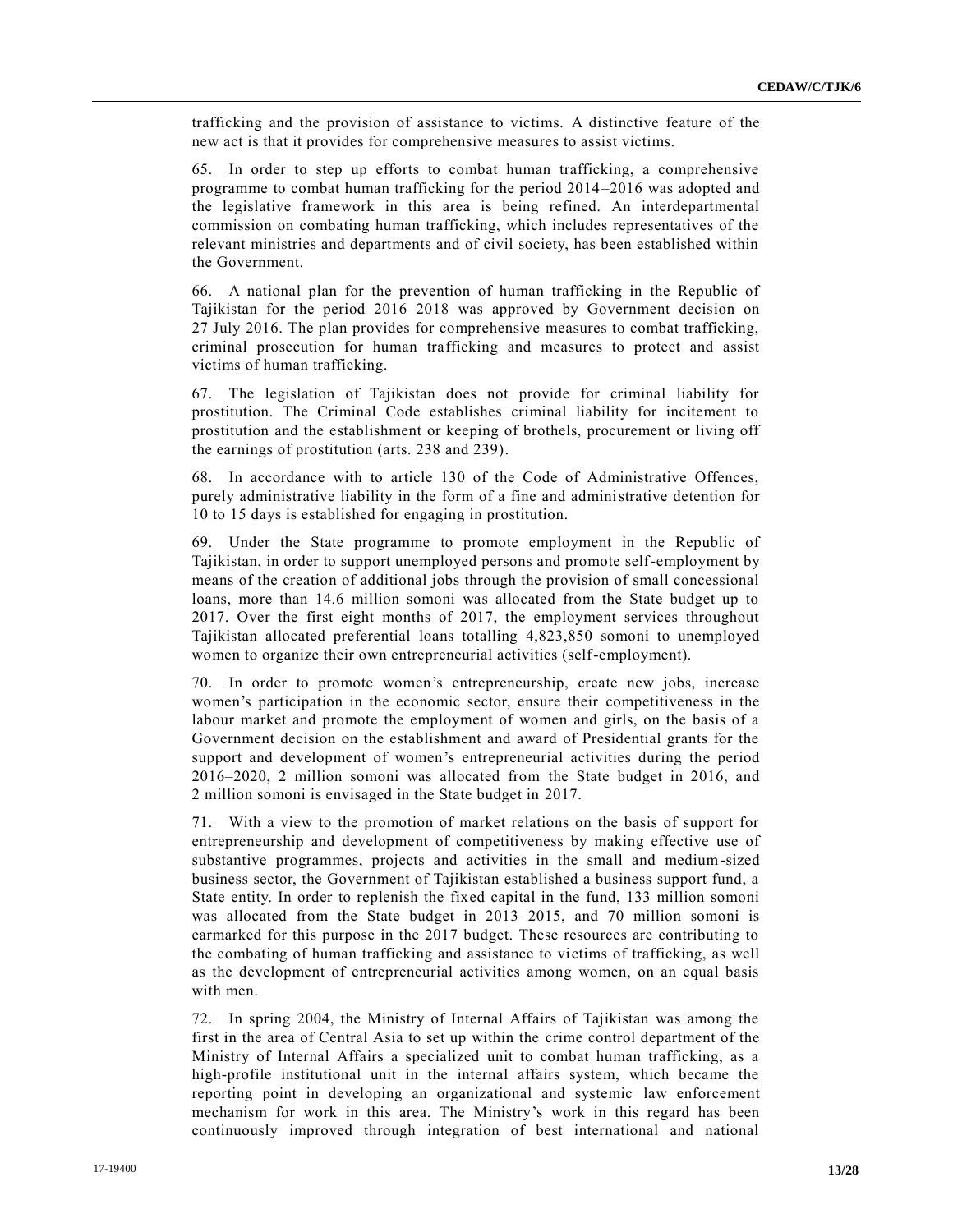trafficking and the provision of assistance to victims. A distinctive feature of the new act is that it provides for comprehensive measures to assist victims.

65. In order to step up efforts to combat human trafficking, a comprehensive programme to combat human trafficking for the period 2014–2016 was adopted and the legislative framework in this area is being refined. An interdepartmental commission on combating human trafficking, which includes representatives of the relevant ministries and departments and of civil society, has been established within the Government.

66. A national plan for the prevention of human trafficking in the Republic of Tajikistan for the period 2016–2018 was approved by Government decision on 27 July 2016. The plan provides for comprehensive measures to combat trafficking, criminal prosecution for human trafficking and measures to protect and assist victims of human trafficking.

67. The legislation of Tajikistan does not provide for criminal liability for prostitution. The Criminal Code establishes criminal liability for incitement to prostitution and the establishment or keeping of brothels, procurement or living off the earnings of prostitution (arts. 238 and 239).

68. In accordance with to article 130 of the Code of Administrative Offences, purely administrative liability in the form of a fine and administrative detention for 10 to 15 days is established for engaging in prostitution.

69. Under the State programme to promote employment in the Republic of Tajikistan, in order to support unemployed persons and promote self-employment by means of the creation of additional jobs through the provision of small concessional loans, more than 14.6 million somoni was allocated from the State budget up to 2017. Over the first eight months of 2017, the employment services throughout Tajikistan allocated preferential loans totalling 4,823,850 somoni to unemployed women to organize their own entrepreneurial activities (self-employment).

70. In order to promote women's entrepreneurship, create new jobs, increase women's participation in the economic sector, ensure their competitiveness in the labour market and promote the employment of women and girls, on the basis of a Government decision on the establishment and award of Presidential grants for the support and development of women's entrepreneurial activities during the period 2016–2020, 2 million somoni was allocated from the State budget in 2016, and 2 million somoni is envisaged in the State budget in 2017.

71. With a view to the promotion of market relations on the basis of support for entrepreneurship and development of competitiveness by making effective use of substantive programmes, projects and activities in the small and medium-sized business sector, the Government of Tajikistan established a business support fund, a State entity. In order to replenish the fixed capital in the fund, 133 million somoni was allocated from the State budget in 2013–2015, and 70 million somoni is earmarked for this purpose in the 2017 budget. These resources are contributing to the combating of human trafficking and assistance to victims of trafficking, as well as the development of entrepreneurial activities among women, on an equal basis with men.

72. In spring 2004, the Ministry of Internal Affairs of Tajikistan was among the first in the area of Central Asia to set up within the crime control department of the Ministry of Internal Affairs a specialized unit to combat human trafficking, as a high-profile institutional unit in the internal affairs system, which became the reporting point in developing an organizational and systemic law enforcement mechanism for work in this area. The Ministry's work in this regard has been continuously improved through integration of best international and national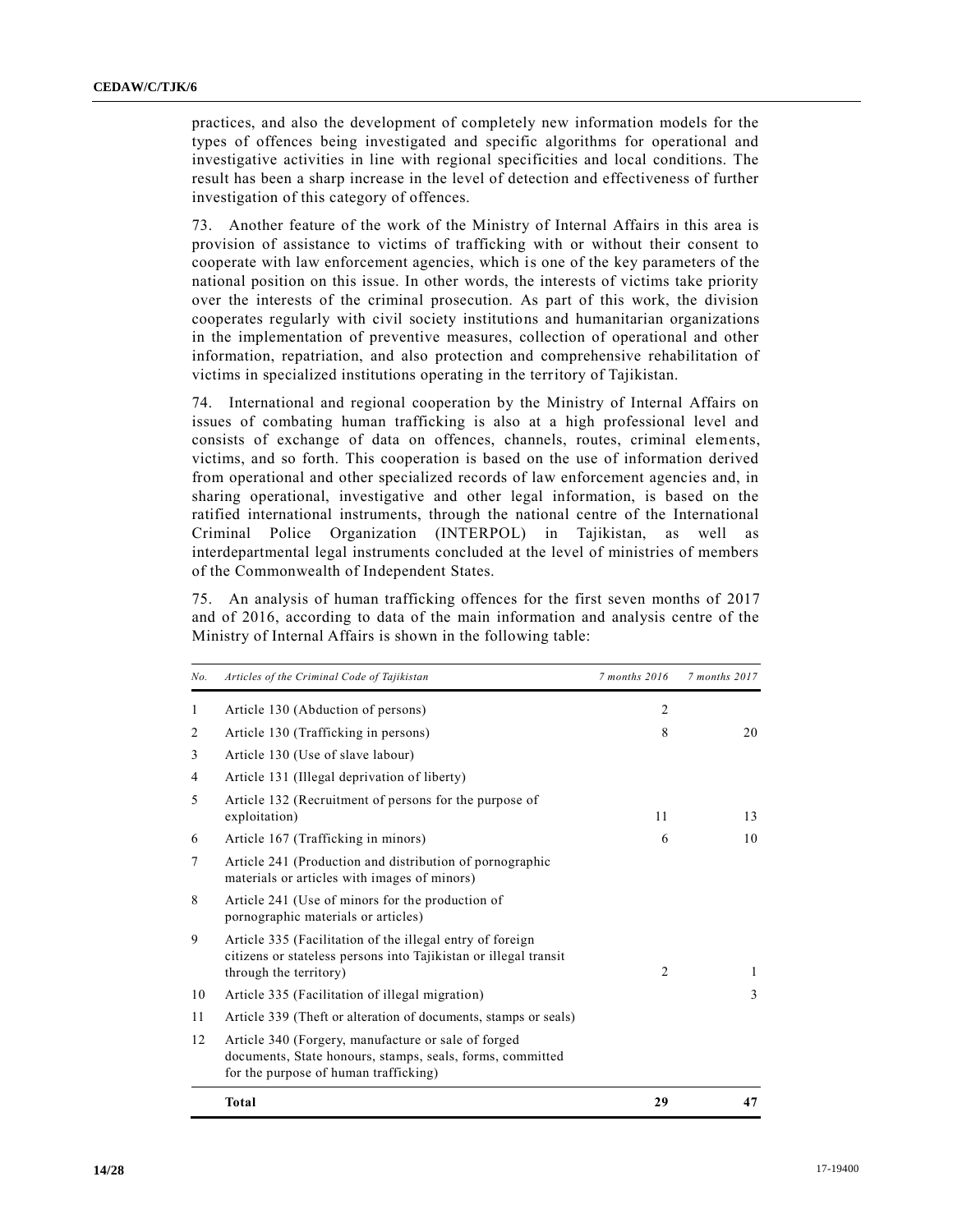practices, and also the development of completely new information models for the types of offences being investigated and specific algorithms for operational and investigative activities in line with regional specificities and local conditions. The result has been a sharp increase in the level of detection and effectiveness of further investigation of this category of offences.

73. Another feature of the work of the Ministry of Internal Affairs in this area is provision of assistance to victims of trafficking with or without their consent to cooperate with law enforcement agencies, which is one of the key parameters of the national position on this issue. In other words, the interests of victims take priority over the interests of the criminal prosecution. As part of this work, the division cooperates regularly with civil society institutions and humanitarian organizations in the implementation of preventive measures, collection of operational and other information, repatriation, and also protection and comprehensive rehabilitation of victims in specialized institutions operating in the territory of Tajikistan.

74. International and regional cooperation by the Ministry of Internal Affairs on issues of combating human trafficking is also at a high professional level and consists of exchange of data on offences, channels, routes, criminal elements, victims, and so forth. This cooperation is based on the use of information derived from operational and other specialized records of law enforcement agencies and, in sharing operational, investigative and other legal information, is based on the ratified international instruments, through the national centre of the International Criminal Police Organization (INTERPOL) in Tajikistan, as well as interdepartmental legal instruments concluded at the level of ministries of members of the Commonwealth of Independent States.

75. An analysis of human trafficking offences for the first seven months of 2017 and of 2016, according to data of the main information and analysis centre of the Ministry of Internal Affairs is shown in the following table:

| *No.* | *Articles of the Criminal Code of Tajikistan* | *7 months 2016* | *7 months 2017* |
|---|---|---|---|
| 1 | Article 130 (Abduction of persons) | 2 | |
| 2 | Article 130 (Trafficking in persons) | 8 | 20 |
| 3 | Article 130 (Use of slave labour) | | |
| 4 | Article 131 (Illegal deprivation of liberty) | | |
| 5 | Article 132 (Recruitment of persons for the purpose of exploitation) | 11 | 13 |
| 6 | Article 167 (Trafficking in minors) | 6 | 10 |
| 7 | Article 241 (Production and distribution of pornographic materials or articles with images of minors) | | |
| 8 | Article 241 (Use of minors for the production of pornographic materials or articles) | | |
| 9 | Article 335 (Facilitation of the illegal entry of foreign citizens or stateless persons into Tajikistan or illegal transit through the territory) | 2 | 1 |
| 10 | Article 335 (Facilitation of illegal migration) | | 3 |
| 11 | Article 339 (Theft or alteration of documents, stamps or seals) | | |
| 12 | Article 340 (Forgery, manufacture or sale of forged documents, State honours, stamps, seals, forms, committed for the purpose of human trafficking) | | |
| | **Total** | **29** | **47** |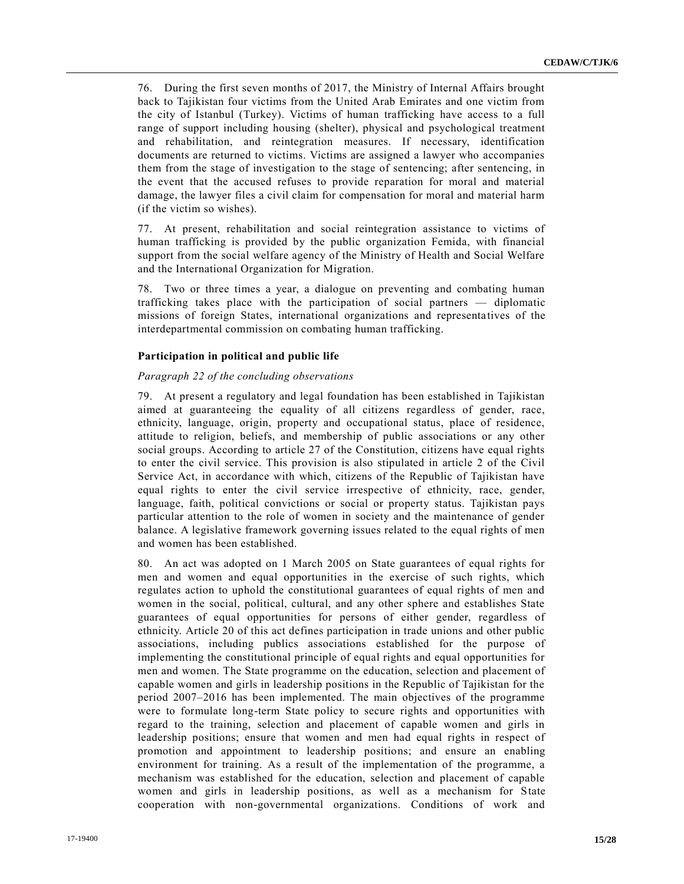76. During the first seven months of 2017, the Ministry of Internal Affairs brought back to Tajikistan four victims from the United Arab Emirates and one victim from the city of Istanbul (Turkey). Victims of human trafficking have access to a full range of support including housing (shelter), physical and psychological treatment and rehabilitation, and reintegration measures. If necessary, identification documents are returned to victims. Victims are assigned a lawyer who accompanies them from the stage of investigation to the stage of sentencing; after sentencing, in the event that the accused refuses to provide reparation for moral and material damage, the lawyer files a civil claim for compensation for moral and material harm (if the victim so wishes).

77. At present, rehabilitation and social reintegration assistance to victims of human trafficking is provided by the public organization Femida, with financial support from the social welfare agency of the Ministry of Health and Social Welfare and the International Organization for Migration.

78. Two or three times a year, a dialogue on preventing and combating human trafficking takes place with the participation of social partners — diplomatic missions of foreign States, international organizations and representatives of the interdepartmental commission on combating human trafficking.

### Participation in political and public life

*Paragraph 22 of the concluding observations*

79. At present a regulatory and legal foundation has been established in Tajikistan aimed at guaranteeing the equality of all citizens regardless of gender, race, ethnicity, language, origin, property and occupational status, place of residence, attitude to religion, beliefs, and membership of public associations or any other social groups. According to article 27 of the Constitution, citizens have equal rights to enter the civil service. This provision is also stipulated in article 2 of the Civil Service Act, in accordance with which, citizens of the Republic of Tajikistan have equal rights to enter the civil service irrespective of ethnicity, race, gender, language, faith, political convictions or social or property status. Tajikistan pays particular attention to the role of women in society and the maintenance of gender balance. A legislative framework governing issues related to the equal rights of men and women has been established.

80. An act was adopted on 1 March 2005 on State guarantees of equal rights for men and women and equal opportunities in the exercise of such rights, which regulates action to uphold the constitutional guarantees of equal rights of men and women in the social, political, cultural, and any other sphere and establishes State guarantees of equal opportunities for persons of either gender, regardless of ethnicity. Article 20 of this act defines participation in trade unions and other public associations, including publics associations established for the purpose of implementing the constitutional principle of equal rights and equal opportunities for men and women. The State programme on the education, selection and placement of capable women and girls in leadership positions in the Republic of Tajikistan for the period 2007–2016 has been implemented. The main objectives of the programme were to formulate long-term State policy to secure rights and opportunities with regard to the training, selection and placement of capable women and girls in leadership positions; ensure that women and men had equal rights in respect of promotion and appointment to leadership positions; and ensure an enabling environment for training. As a result of the implementation of the programme, a mechanism was established for the education, selection and placement of capable women and girls in leadership positions, as well as a mechanism for State cooperation with non-governmental organizations. Conditions of work and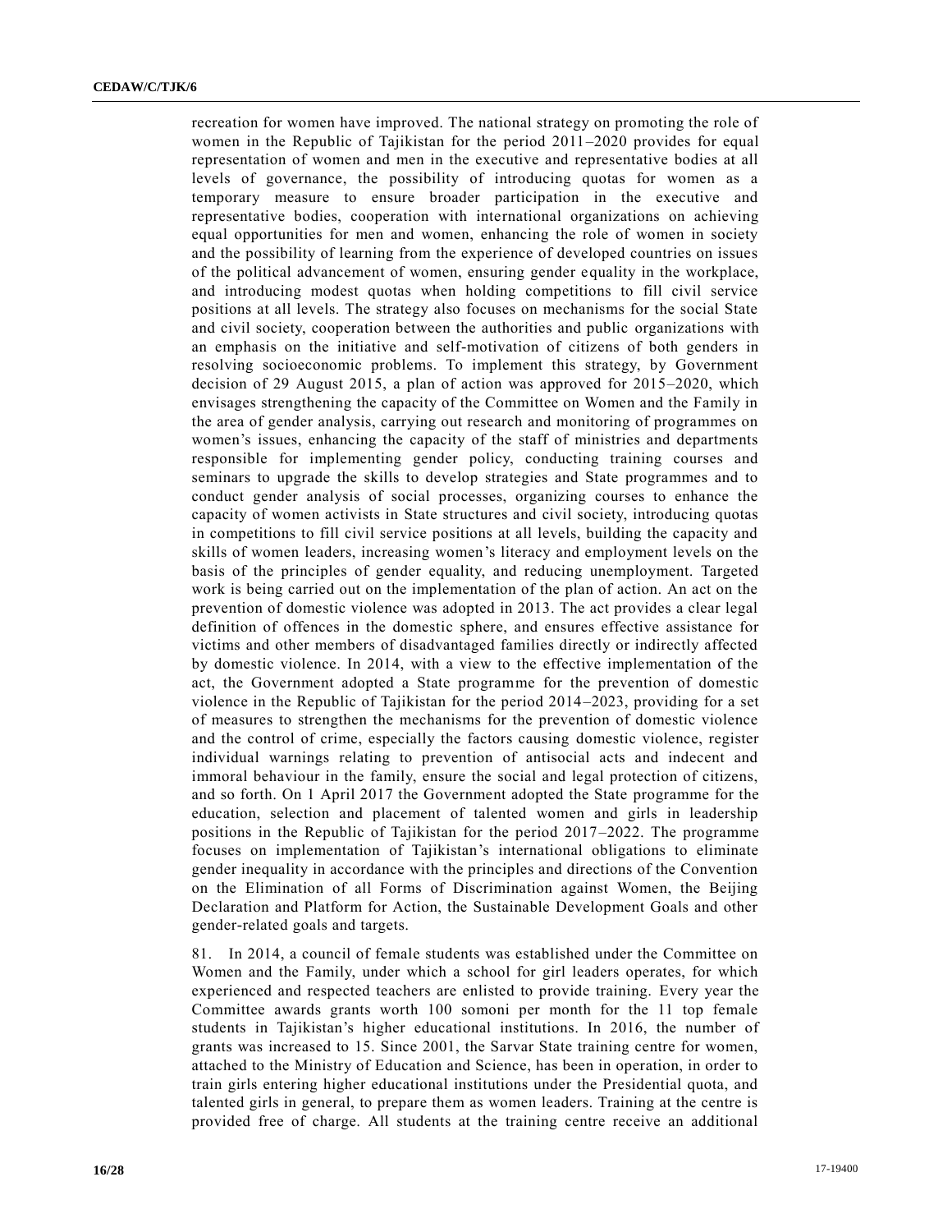recreation for women have improved. The national strategy on promoting the role of women in the Republic of Tajikistan for the period 2011–2020 provides for equal representation of women and men in the executive and representative bodies at all levels of governance, the possibility of introducing quotas for women as a temporary measure to ensure broader participation in the executive and representative bodies, cooperation with international organizations on achieving equal opportunities for men and women, enhancing the role of women in society and the possibility of learning from the experience of developed countries on issues of the political advancement of women, ensuring gender equality in the workplace, and introducing modest quotas when holding competitions to fill civil service positions at all levels. The strategy also focuses on mechanisms for the social State and civil society, cooperation between the authorities and public organizations with an emphasis on the initiative and self-motivation of citizens of both genders in resolving socioeconomic problems. To implement this strategy, by Government decision of 29 August 2015, a plan of action was approved for 2015–2020, which envisages strengthening the capacity of the Committee on Women and the Family in the area of gender analysis, carrying out research and monitoring of programmes on women's issues, enhancing the capacity of the staff of ministries and departments responsible for implementing gender policy, conducting training courses and seminars to upgrade the skills to develop strategies and State programmes and to conduct gender analysis of social processes, organizing courses to enhance the capacity of women activists in State structures and civil society, introducing quotas in competitions to fill civil service positions at all levels, building the capacity and skills of women leaders, increasing women's literacy and employment levels on the basis of the principles of gender equality, and reducing unemployment. Targeted work is being carried out on the implementation of the plan of action. An act on the prevention of domestic violence was adopted in 2013. The act provides a clear legal definition of offences in the domestic sphere, and ensures effective assistance for victims and other members of disadvantaged families directly or indirectly affected by domestic violence. In 2014, with a view to the effective implementation of the act, the Government adopted a State programme for the prevention of domestic violence in the Republic of Tajikistan for the period 2014–2023, providing for a set of measures to strengthen the mechanisms for the prevention of domestic violence and the control of crime, especially the factors causing domestic violence, register individual warnings relating to prevention of antisocial acts and indecent and immoral behaviour in the family, ensure the social and legal protection of citizens, and so forth. On 1 April 2017 the Government adopted the State programme for the education, selection and placement of talented women and girls in leadership positions in the Republic of Tajikistan for the period 2017–2022. The programme focuses on implementation of Tajikistan's international obligations to eliminate gender inequality in accordance with the principles and directions of the Convention on the Elimination of all Forms of Discrimination against Women, the Beijing Declaration and Platform for Action, the Sustainable Development Goals and other gender-related goals and targets.

81. In 2014, a council of female students was established under the Committee on Women and the Family, under which a school for girl leaders operates, for which experienced and respected teachers are enlisted to provide training. Every year the Committee awards grants worth 100 somoni per month for the 11 top female students in Tajikistan's higher educational institutions. In 2016, the number of grants was increased to 15. Since 2001, the Sarvar State training centre for women, attached to the Ministry of Education and Science, has been in operation, in order to train girls entering higher educational institutions under the Presidential quota, and talented girls in general, to prepare them as women leaders. Training at the centre is provided free of charge. All students at the training centre receive an additional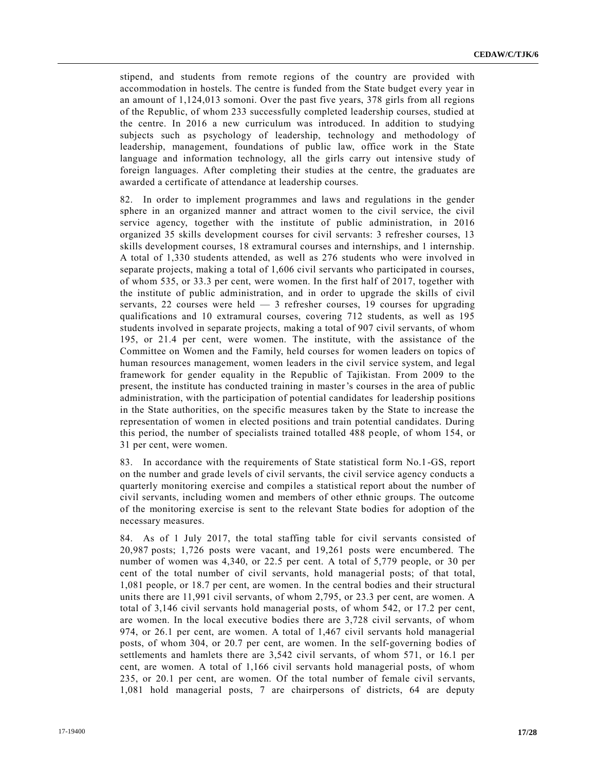stipend, and students from remote regions of the country are provided with accommodation in hostels. The centre is funded from the State budget every year in an amount of 1,124,013 somoni. Over the past five years, 378 girls from all regions of the Republic, of whom 233 successfully completed leadership courses, studied at the centre. In 2016 a new curriculum was introduced. In addition to studying subjects such as psychology of leadership, technology and methodology of leadership, management, foundations of public law, office work in the State language and information technology, all the girls carry out intensive study of foreign languages. After completing their studies at the centre, the graduates are awarded a certificate of attendance at leadership courses.

82. In order to implement programmes and laws and regulations in the gender sphere in an organized manner and attract women to the civil service, the civil service agency, together with the institute of public administration, in 2016 organized 35 skills development courses for civil servants: 3 refresher courses, 13 skills development courses, 18 extramural courses and internships, and 1 internship. A total of 1,330 students attended, as well as 276 students who were involved in separate projects, making a total of 1,606 civil servants who participated in courses, of whom 535, or 33.3 per cent, were women. In the first half of 2017, together with the institute of public administration, and in order to upgrade the skills of civil servants, 22 courses were held — 3 refresher courses, 19 courses for upgrading qualifications and 10 extramural courses, covering 712 students, as well as 195 students involved in separate projects, making a total of 907 civil servants, of whom 195, or 21.4 per cent, were women. The institute, with the assistance of the Committee on Women and the Family, held courses for women leaders on topics of human resources management, women leaders in the civil service system, and legal framework for gender equality in the Republic of Tajikistan. From 2009 to the present, the institute has conducted training in master's courses in the area of public administration, with the participation of potential candidates for leadership positions in the State authorities, on the specific measures taken by the State to increase the representation of women in elected positions and train potential candidates. During this period, the number of specialists trained totalled 488 people, of whom 154, or 31 per cent, were women.

83. In accordance with the requirements of State statistical form No.1-GS, report on the number and grade levels of civil servants, the civil service agency conducts a quarterly monitoring exercise and compiles a statistical report about the number of civil servants, including women and members of other ethnic groups. The outcome of the monitoring exercise is sent to the relevant State bodies for adoption of the necessary measures.

84. As of 1 July 2017, the total staffing table for civil servants consisted of 20,987 posts; 1,726 posts were vacant, and 19,261 posts were encumbered. The number of women was 4,340, or 22.5 per cent. A total of 5,779 people, or 30 per cent of the total number of civil servants, hold managerial posts; of that total, 1,081 people, or 18.7 per cent, are women. In the central bodies and their structural units there are 11,991 civil servants, of whom 2,795, or 23.3 per cent, are women. A total of 3,146 civil servants hold managerial posts, of whom 542, or 17.2 per cent, are women. In the local executive bodies there are 3,728 civil servants, of whom 974, or 26.1 per cent, are women. A total of 1,467 civil servants hold managerial posts, of whom 304, or 20.7 per cent, are women. In the self-governing bodies of settlements and hamlets there are 3,542 civil servants, of whom 571, or 16.1 per cent, are women. A total of 1,166 civil servants hold managerial posts, of whom 235, or 20.1 per cent, are women. Of the total number of female civil servants, 1,081 hold managerial posts, 7 are chairpersons of districts, 64 are deputy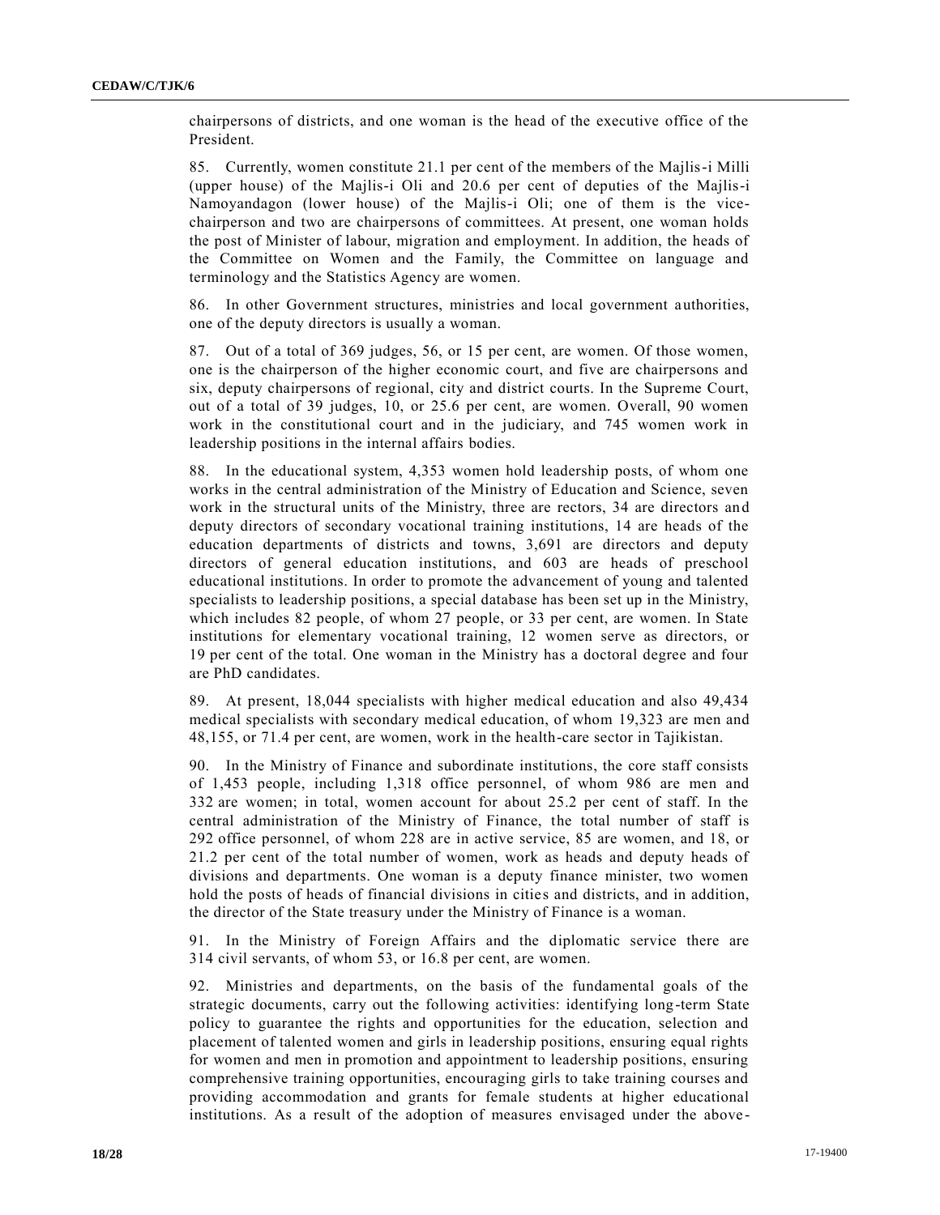chairpersons of districts, and one woman is the head of the executive office of the President.

85. Currently, women constitute 21.1 per cent of the members of the Majlis-i Milli (upper house) of the Majlis-i Oli and 20.6 per cent of deputies of the Majlis-i Namoyandagon (lower house) of the Majlis-i Oli; one of them is the vice-chairperson and two are chairpersons of committees. At present, one woman holds the post of Minister of labour, migration and employment. In addition, the heads of the Committee on Women and the Family, the Committee on language and terminology and the Statistics Agency are women.

86. In other Government structures, ministries and local government authorities, one of the deputy directors is usually a woman.

87. Out of a total of 369 judges, 56, or 15 per cent, are women. Of those women, one is the chairperson of the higher economic court, and five are chairpersons and six, deputy chairpersons of regional, city and district courts. In the Supreme Court, out of a total of 39 judges, 10, or 25.6 per cent, are women. Overall, 90 women work in the constitutional court and in the judiciary, and 745 women work in leadership positions in the internal affairs bodies.

88. In the educational system, 4,353 women hold leadership posts, of whom one works in the central administration of the Ministry of Education and Science, seven work in the structural units of the Ministry, three are rectors, 34 are directors and deputy directors of secondary vocational training institutions, 14 are heads of the education departments of districts and towns, 3,691 are directors and deputy directors of general education institutions, and 603 are heads of preschool educational institutions. In order to promote the advancement of young and talented specialists to leadership positions, a special database has been set up in the Ministry, which includes 82 people, of whom 27 people, or 33 per cent, are women. In State institutions for elementary vocational training, 12 women serve as directors, or 19 per cent of the total. One woman in the Ministry has a doctoral degree and four are PhD candidates.

89. At present, 18,044 specialists with higher medical education and also 49,434 medical specialists with secondary medical education, of whom 19,323 are men and 48,155, or 71.4 per cent, are women, work in the health-care sector in Tajikistan.

90. In the Ministry of Finance and subordinate institutions, the core staff consists of 1,453 people, including 1,318 office personnel, of whom 986 are men and 332 are women; in total, women account for about 25.2 per cent of staff. In the central administration of the Ministry of Finance, the total number of staff is 292 office personnel, of whom 228 are in active service, 85 are women, and 18, or 21.2 per cent of the total number of women, work as heads and deputy heads of divisions and departments. One woman is a deputy finance minister, two women hold the posts of heads of financial divisions in cities and districts, and in addition, the director of the State treasury under the Ministry of Finance is a woman.

91. In the Ministry of Foreign Affairs and the diplomatic service there are 314 civil servants, of whom 53, or 16.8 per cent, are women.

92. Ministries and departments, on the basis of the fundamental goals of the strategic documents, carry out the following activities: identifying long-term State policy to guarantee the rights and opportunities for the education, selection and placement of talented women and girls in leadership positions, ensuring equal rights for women and men in promotion and appointment to leadership positions, ensuring comprehensive training opportunities, encouraging girls to take training courses and providing accommodation and grants for female students at higher educational institutions. As a result of the adoption of measures envisaged under the above-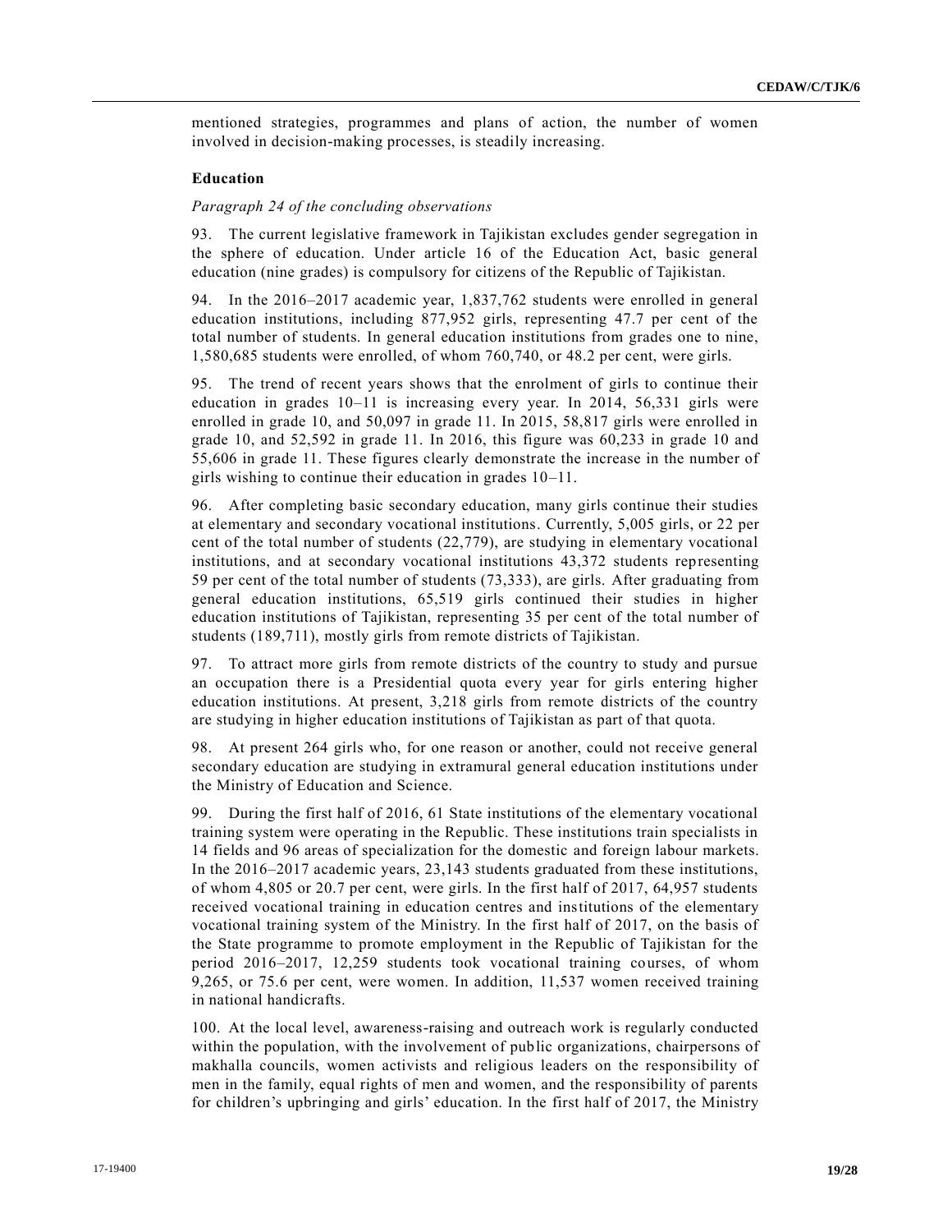mentioned strategies, programmes and plans of action, the number of women involved in decision-making processes, is steadily increasing.

### Education

*Paragraph 24 of the concluding observations*

93. The current legislative framework in Tajikistan excludes gender segregation in the sphere of education. Under article 16 of the Education Act, basic general education (nine grades) is compulsory for citizens of the Republic of Tajikistan.

94. In the 2016–2017 academic year, 1,837,762 students were enrolled in general education institutions, including 877,952 girls, representing 47.7 per cent of the total number of students. In general education institutions from grades one to nine, 1,580,685 students were enrolled, of whom 760,740, or 48.2 per cent, were girls.

95. The trend of recent years shows that the enrolment of girls to continue their education in grades 10–11 is increasing every year. In 2014, 56,331 girls were enrolled in grade 10, and 50,097 in grade 11. In 2015, 58,817 girls were enrolled in grade 10, and 52,592 in grade 11. In 2016, this figure was 60,233 in grade 10 and 55,606 in grade 11. These figures clearly demonstrate the increase in the number of girls wishing to continue their education in grades 10–11.

96. After completing basic secondary education, many girls continue their studies at elementary and secondary vocational institutions. Currently, 5,005 girls, or 22 per cent of the total number of students (22,779), are studying in elementary vocational institutions, and at secondary vocational institutions 43,372 students representing 59 per cent of the total number of students (73,333), are girls. After graduating from general education institutions, 65,519 girls continued their studies in higher education institutions of Tajikistan, representing 35 per cent of the total number of students (189,711), mostly girls from remote districts of Tajikistan.

97. To attract more girls from remote districts of the country to study and pursue an occupation there is a Presidential quota every year for girls entering higher education institutions. At present, 3,218 girls from remote districts of the country are studying in higher education institutions of Tajikistan as part of that quota.

98. At present 264 girls who, for one reason or another, could not receive general secondary education are studying in extramural general education institutions under the Ministry of Education and Science.

99. During the first half of 2016, 61 State institutions of the elementary vocational training system were operating in the Republic. These institutions train specialists in 14 fields and 96 areas of specialization for the domestic and foreign labour markets. In the 2016–2017 academic years, 23,143 students graduated from these institutions, of whom 4,805 or 20.7 per cent, were girls. In the first half of 2017, 64,957 students received vocational training in education centres and institutions of the elementary vocational training system of the Ministry. In the first half of 2017, on the basis of the State programme to promote employment in the Republic of Tajikistan for the period 2016–2017, 12,259 students took vocational training courses, of whom 9,265, or 75.6 per cent, were women. In addition, 11,537 women received training in national handicrafts.

100. At the local level, awareness-raising and outreach work is regularly conducted within the population, with the involvement of public organizations, chairpersons of makhalla councils, women activists and religious leaders on the responsibility of men in the family, equal rights of men and women, and the responsibility of parents for children's upbringing and girls' education. In the first half of 2017, the Ministry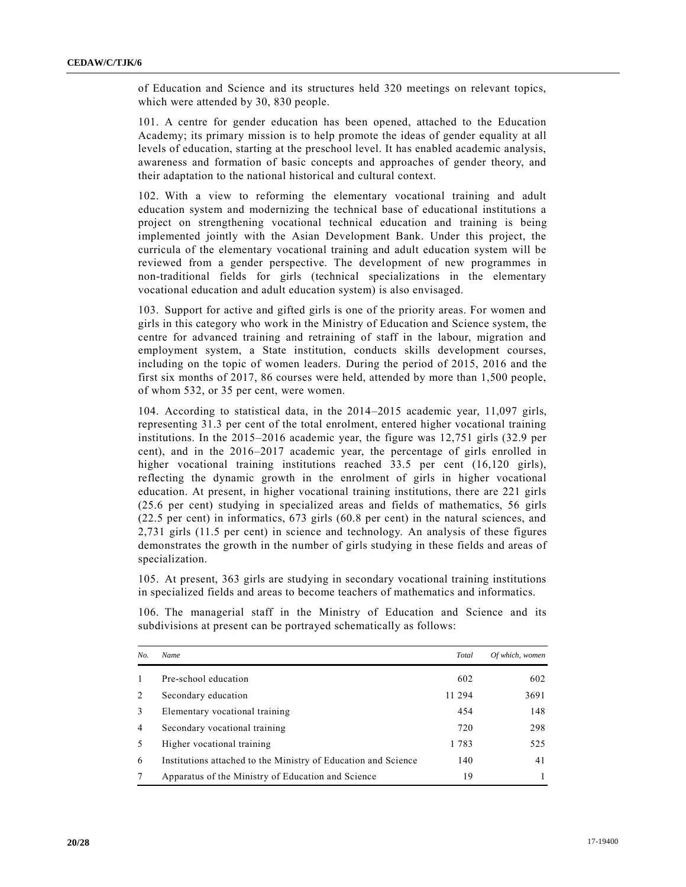of Education and Science and its structures held 320 meetings on relevant topics, which were attended by 30, 830 people.

101. A centre for gender education has been opened, attached to the Education Academy; its primary mission is to help promote the ideas of gender equality at all levels of education, starting at the preschool level. It has enabled academic analysis, awareness and formation of basic concepts and approaches of gender theory, and their adaptation to the national historical and cultural context.

102. With a view to reforming the elementary vocational training and adult education system and modernizing the technical base of educational institutions a project on strengthening vocational technical education and training is being implemented jointly with the Asian Development Bank. Under this project, the curricula of the elementary vocational training and adult education system will be reviewed from a gender perspective. The development of new programmes in non-traditional fields for girls (technical specializations in the elementary vocational education and adult education system) is also envisaged.

103. Support for active and gifted girls is one of the priority areas. For women and girls in this category who work in the Ministry of Education and Science system, the centre for advanced training and retraining of staff in the labour, migration and employment system, a State institution, conducts skills development courses, including on the topic of women leaders. During the period of 2015, 2016 and the first six months of 2017, 86 courses were held, attended by more than 1,500 people, of whom 532, or 35 per cent, were women.

104. According to statistical data, in the 2014–2015 academic year, 11,097 girls, representing 31.3 per cent of the total enrolment, entered higher vocational training institutions. In the 2015–2016 academic year, the figure was 12,751 girls (32.9 per cent), and in the 2016–2017 academic year, the percentage of girls enrolled in higher vocational training institutions reached 33.5 per cent (16,120 girls), reflecting the dynamic growth in the enrolment of girls in higher vocational education. At present, in higher vocational training institutions, there are 221 girls (25.6 per cent) studying in specialized areas and fields of mathematics, 56 girls (22.5 per cent) in informatics, 673 girls (60.8 per cent) in the natural sciences, and 2,731 girls (11.5 per cent) in science and technology. An analysis of these figures demonstrates the growth in the number of girls studying in these fields and areas of specialization.

105. At present, 363 girls are studying in secondary vocational training institutions in specialized fields and areas to become teachers of mathematics and informatics.

106. The managerial staff in the Ministry of Education and Science and its subdivisions at present can be portrayed schematically as follows:

| *No.* | *Name* | *Total* | *Of which, women* |
|---|---|---|---|
| 1 | Pre-school education | 602 | 602 |
| 2 | Secondary education | 11 294 | 3691 |
| 3 | Elementary vocational training | 454 | 148 |
| 4 | Secondary vocational training | 720 | 298 |
| 5 | Higher vocational training | 1 783 | 525 |
| 6 | Institutions attached to the Ministry of Education and Science | 140 | 41 |
| 7 | Apparatus of the Ministry of Education and Science | 19 | 1 |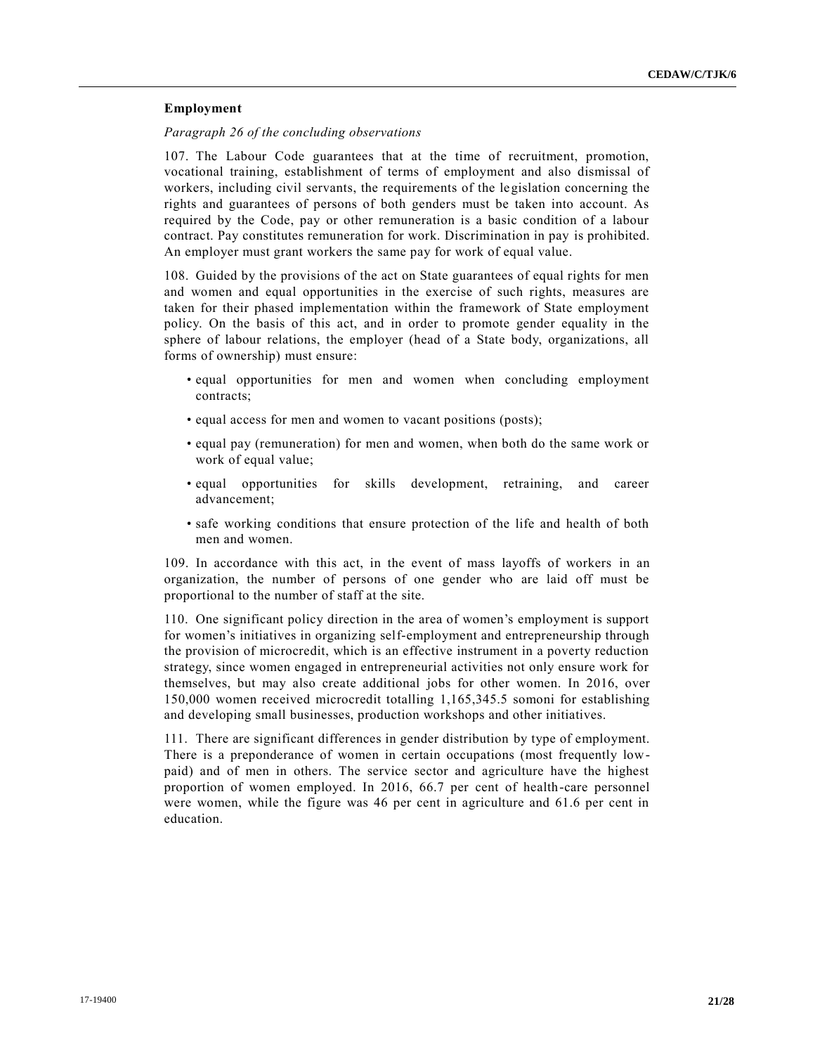## Employment

*Paragraph 26 of the concluding observations*

107. The Labour Code guarantees that at the time of recruitment, promotion, vocational training, establishment of terms of employment and also dismissal of workers, including civil servants, the requirements of the legislation concerning the rights and guarantees of persons of both genders must be taken into account. As required by the Code, pay or other remuneration is a basic condition of a labour contract. Pay constitutes remuneration for work. Discrimination in pay is prohibited. An employer must grant workers the same pay for work of equal value.

108. Guided by the provisions of the act on State guarantees of equal rights for men and women and equal opportunities in the exercise of such rights, measures are taken for their phased implementation within the framework of State employment policy. On the basis of this act, and in order to promote gender equality in the sphere of labour relations, the employer (head of a State body, organizations, all forms of ownership) must ensure:

- equal opportunities for men and women when concluding employment contracts;
- equal access for men and women to vacant positions (posts);
- equal pay (remuneration) for men and women, when both do the same work or work of equal value;
- equal opportunities for skills development, retraining, and career advancement;
- safe working conditions that ensure protection of the life and health of both men and women.

109. In accordance with this act, in the event of mass layoffs of workers in an organization, the number of persons of one gender who are laid off must be proportional to the number of staff at the site.

110. One significant policy direction in the area of women's employment is support for women's initiatives in organizing self-employment and entrepreneurship through the provision of microcredit, which is an effective instrument in a poverty reduction strategy, since women engaged in entrepreneurial activities not only ensure work for themselves, but may also create additional jobs for other women. In 2016, over 150,000 women received microcredit totalling 1,165,345.5 somoni for establishing and developing small businesses, production workshops and other initiatives.

111. There are significant differences in gender distribution by type of employment. There is a preponderance of women in certain occupations (most frequently low-paid) and of men in others. The service sector and agriculture have the highest proportion of women employed. In 2016, 66.7 per cent of health-care personnel were women, while the figure was 46 per cent in agriculture and 61.6 per cent in education.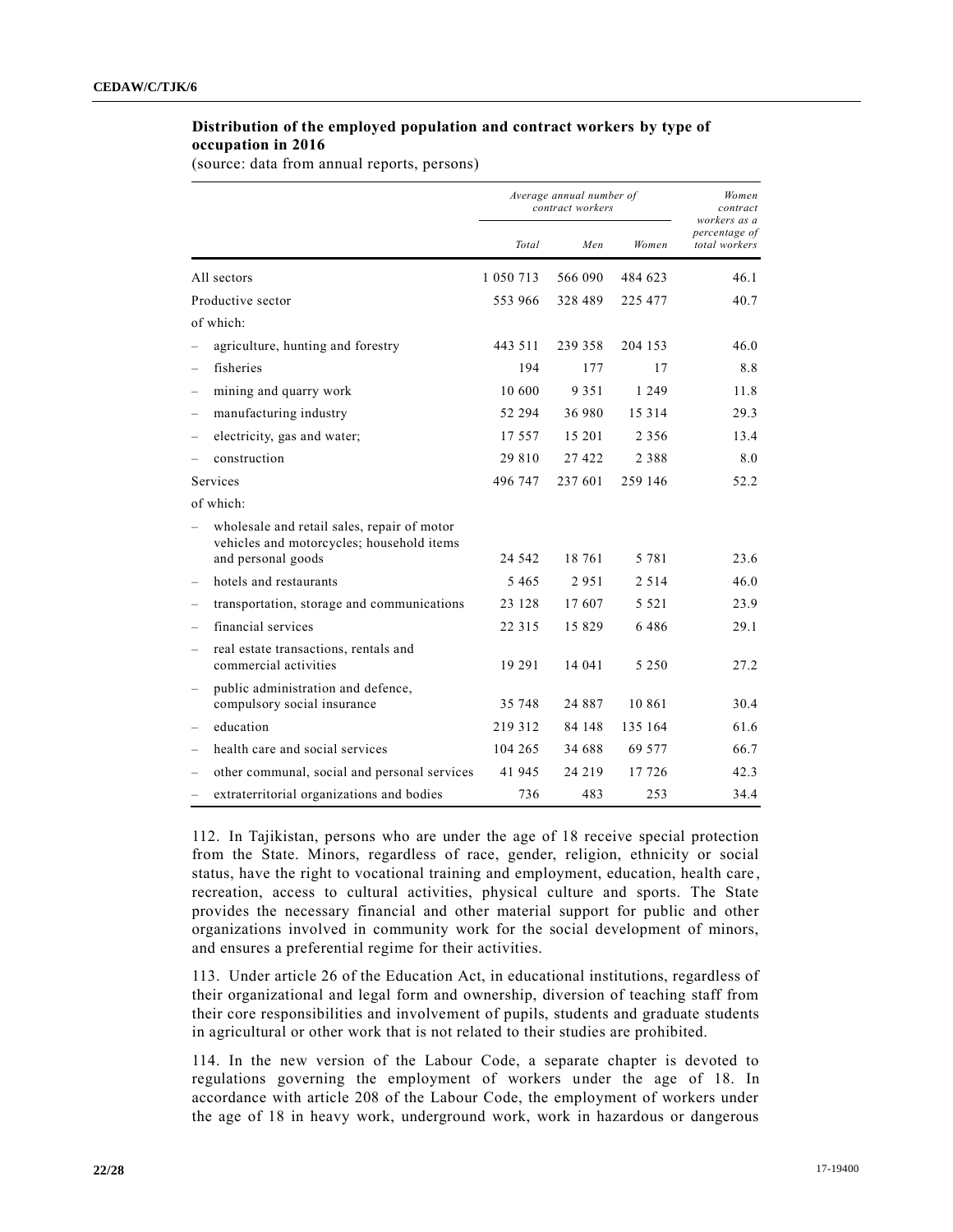**Distribution of the employed population and contract workers by type of occupation in 2016**

(source: data from annual reports, persons)

| | *Average annual number of contract workers* | | | *Women contract workers as a percentage of total workers* |
|---|---|---|---|---|
| | *Total* | *Men* | *Women* | |
| All sectors | 1 050 713 | 566 090 | 484 623 | 46.1 |
| Productive sector | 553 966 | 328 489 | 225 477 | 40.7 |
| of which: | | | | |
| – agriculture, hunting and forestry | 443 511 | 239 358 | 204 153 | 46.0 |
| – fisheries | 194 | 177 | 17 | 8.8 |
| – mining and quarry work | 10 600 | 9 351 | 1 249 | 11.8 |
| – manufacturing industry | 52 294 | 36 980 | 15 314 | 29.3 |
| – electricity, gas and water; | 17 557 | 15 201 | 2 356 | 13.4 |
| – construction | 29 810 | 27 422 | 2 388 | 8.0 |
| Services | 496 747 | 237 601 | 259 146 | 52.2 |
| of which: | | | | |
| – wholesale and retail sales, repair of motor vehicles and motorcycles; household items and personal goods | 24 542 | 18 761 | 5 781 | 23.6 |
| – hotels and restaurants | 5 465 | 2 951 | 2 514 | 46.0 |
| – transportation, storage and communications | 23 128 | 17 607 | 5 521 | 23.9 |
| – financial services | 22 315 | 15 829 | 6 486 | 29.1 |
| – real estate transactions, rentals and commercial activities | 19 291 | 14 041 | 5 250 | 27.2 |
| – public administration and defence, compulsory social insurance | 35 748 | 24 887 | 10 861 | 30.4 |
| – education | 219 312 | 84 148 | 135 164 | 61.6 |
| – health care and social services | 104 265 | 34 688 | 69 577 | 66.7 |
| – other communal, social and personal services | 41 945 | 24 219 | 17 726 | 42.3 |
| – extraterritorial organizations and bodies | 736 | 483 | 253 | 34.4 |

112. In Tajikistan, persons who are under the age of 18 receive special protection from the State. Minors, regardless of race, gender, religion, ethnicity or social status, have the right to vocational training and employment, education, health care, recreation, access to cultural activities, physical culture and sports. The State provides the necessary financial and other material support for public and other organizations involved in community work for the social development of minors, and ensures a preferential regime for their activities.

113. Under article 26 of the Education Act, in educational institutions, regardless of their organizational and legal form and ownership, diversion of teaching staff from their core responsibilities and involvement of pupils, students and graduate students in agricultural or other work that is not related to their studies are prohibited.

114. In the new version of the Labour Code, a separate chapter is devoted to regulations governing the employment of workers under the age of 18. In accordance with article 208 of the Labour Code, the employment of workers under the age of 18 in heavy work, underground work, work in hazardous or dangerous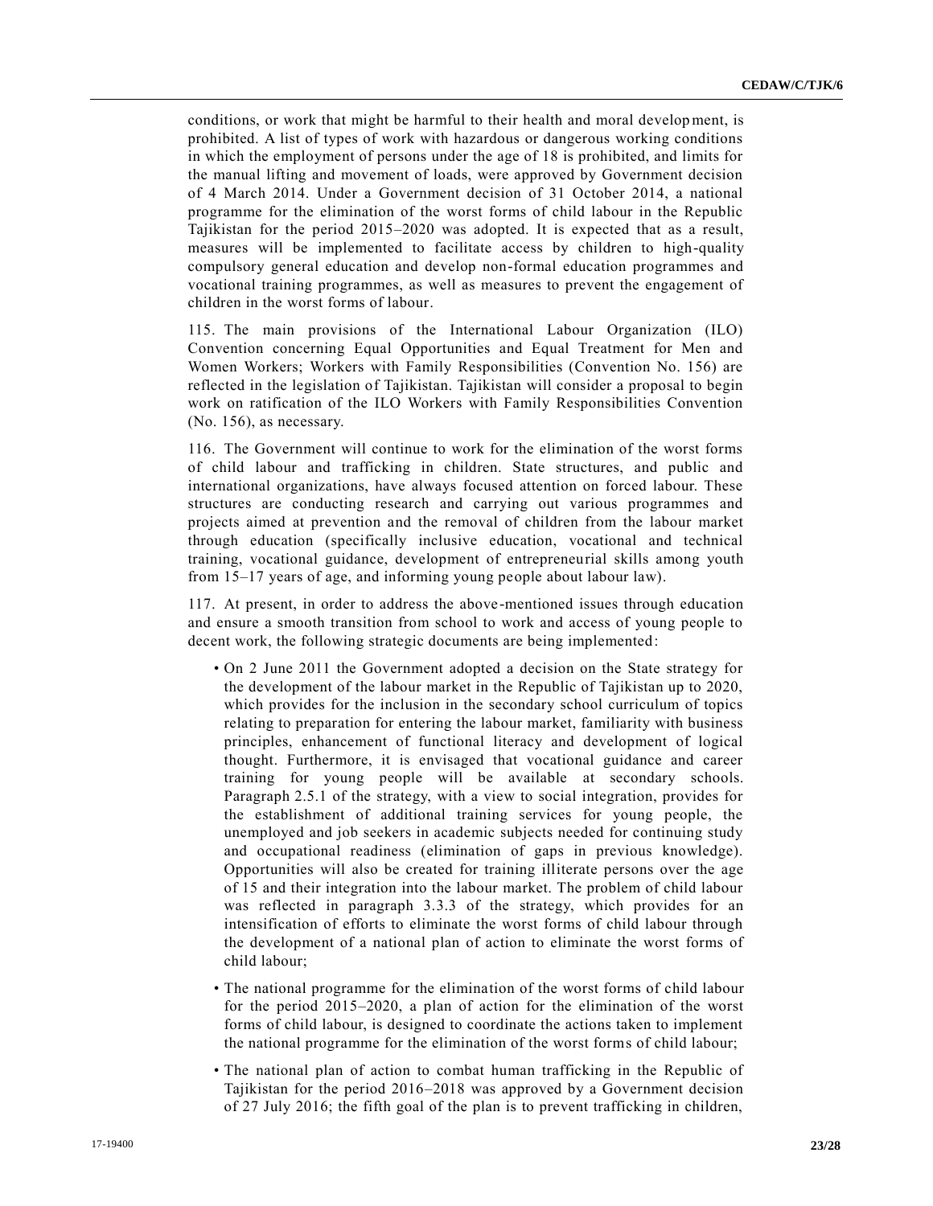conditions, or work that might be harmful to their health and moral development, is prohibited. A list of types of work with hazardous or dangerous working conditions in which the employment of persons under the age of 18 is prohibited, and limits for the manual lifting and movement of loads, were approved by Government decision of 4 March 2014. Under a Government decision of 31 October 2014, a national programme for the elimination of the worst forms of child labour in the Republic Tajikistan for the period 2015–2020 was adopted. It is expected that as a result, measures will be implemented to facilitate access by children to high-quality compulsory general education and develop non-formal education programmes and vocational training programmes, as well as measures to prevent the engagement of children in the worst forms of labour.

115. The main provisions of the International Labour Organization (ILO) Convention concerning Equal Opportunities and Equal Treatment for Men and Women Workers; Workers with Family Responsibilities (Convention No. 156) are reflected in the legislation of Tajikistan. Tajikistan will consider a proposal to begin work on ratification of the ILO Workers with Family Responsibilities Convention (No. 156), as necessary.

116. The Government will continue to work for the elimination of the worst forms of child labour and trafficking in children. State structures, and public and international organizations, have always focused attention on forced labour. These structures are conducting research and carrying out various programmes and projects aimed at prevention and the removal of children from the labour market through education (specifically inclusive education, vocational and technical training, vocational guidance, development of entrepreneurial skills among youth from 15–17 years of age, and informing young people about labour law).

117. At present, in order to address the above-mentioned issues through education and ensure a smooth transition from school to work and access of young people to decent work, the following strategic documents are being implemented:

- On 2 June 2011 the Government adopted a decision on the State strategy for the development of the labour market in the Republic of Tajikistan up to 2020, which provides for the inclusion in the secondary school curriculum of topics relating to preparation for entering the labour market, familiarity with business principles, enhancement of functional literacy and development of logical thought. Furthermore, it is envisaged that vocational guidance and career training for young people will be available at secondary schools. Paragraph 2.5.1 of the strategy, with a view to social integration, provides for the establishment of additional training services for young people, the unemployed and job seekers in academic subjects needed for continuing study and occupational readiness (elimination of gaps in previous knowledge). Opportunities will also be created for training illiterate persons over the age of 15 and their integration into the labour market. The problem of child labour was reflected in paragraph 3.3.3 of the strategy, which provides for an intensification of efforts to eliminate the worst forms of child labour through the development of a national plan of action to eliminate the worst forms of child labour;
- The national programme for the elimination of the worst forms of child labour for the period 2015–2020, a plan of action for the elimination of the worst forms of child labour, is designed to coordinate the actions taken to implement the national programme for the elimination of the worst forms of child labour;
- The national plan of action to combat human trafficking in the Republic of Tajikistan for the period 2016–2018 was approved by a Government decision of 27 July 2016; the fifth goal of the plan is to prevent trafficking in children,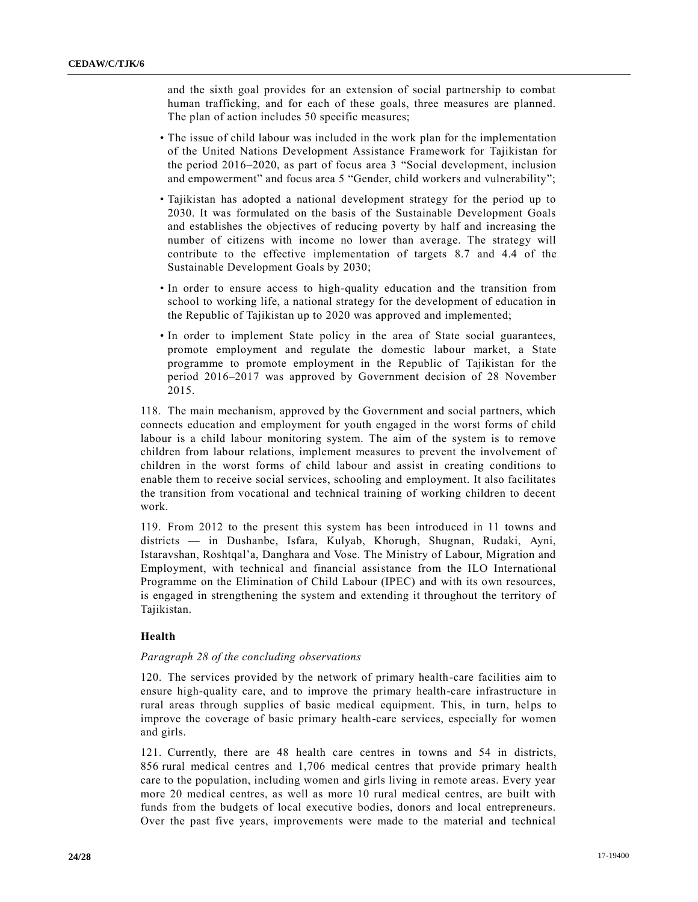and the sixth goal provides for an extension of social partnership to combat human trafficking, and for each of these goals, three measures are planned. The plan of action includes 50 specific measures;

- The issue of child labour was included in the work plan for the implementation of the United Nations Development Assistance Framework for Tajikistan for the period 2016–2020, as part of focus area 3 "Social development, inclusion and empowerment" and focus area 5 "Gender, child workers and vulnerability";
- Tajikistan has adopted a national development strategy for the period up to 2030. It was formulated on the basis of the Sustainable Development Goals and establishes the objectives of reducing poverty by half and increasing the number of citizens with income no lower than average. The strategy will contribute to the effective implementation of targets 8.7 and 4.4 of the Sustainable Development Goals by 2030;
- In order to ensure access to high-quality education and the transition from school to working life, a national strategy for the development of education in the Republic of Tajikistan up to 2020 was approved and implemented;
- In order to implement State policy in the area of State social guarantees, promote employment and regulate the domestic labour market, a State programme to promote employment in the Republic of Tajikistan for the period 2016–2017 was approved by Government decision of 28 November 2015.

118. The main mechanism, approved by the Government and social partners, which connects education and employment for youth engaged in the worst forms of child labour is a child labour monitoring system. The aim of the system is to remove children from labour relations, implement measures to prevent the involvement of children in the worst forms of child labour and assist in creating conditions to enable them to receive social services, schooling and employment. It also facilitates the transition from vocational and technical training of working children to decent work.

119. From 2012 to the present this system has been introduced in 11 towns and districts — in Dushanbe, Isfara, Kulyab, Khorugh, Shugnan, Rudaki, Ayni, Istaravshan, Roshtqal'a, Danghara and Vose. The Ministry of Labour, Migration and Employment, with technical and financial assistance from the ILO International Programme on the Elimination of Child Labour (IPEC) and with its own resources, is engaged in strengthening the system and extending it throughout the territory of Tajikistan.

### Health

*Paragraph 28 of the concluding observations*

120. The services provided by the network of primary health-care facilities aim to ensure high-quality care, and to improve the primary health-care infrastructure in rural areas through supplies of basic medical equipment. This, in turn, helps to improve the coverage of basic primary health-care services, especially for women and girls.

121. Currently, there are 48 health care centres in towns and 54 in districts, 856 rural medical centres and 1,706 medical centres that provide primary health care to the population, including women and girls living in remote areas. Every year more 20 medical centres, as well as more 10 rural medical centres, are built with funds from the budgets of local executive bodies, donors and local entrepreneurs. Over the past five years, improvements were made to the material and technical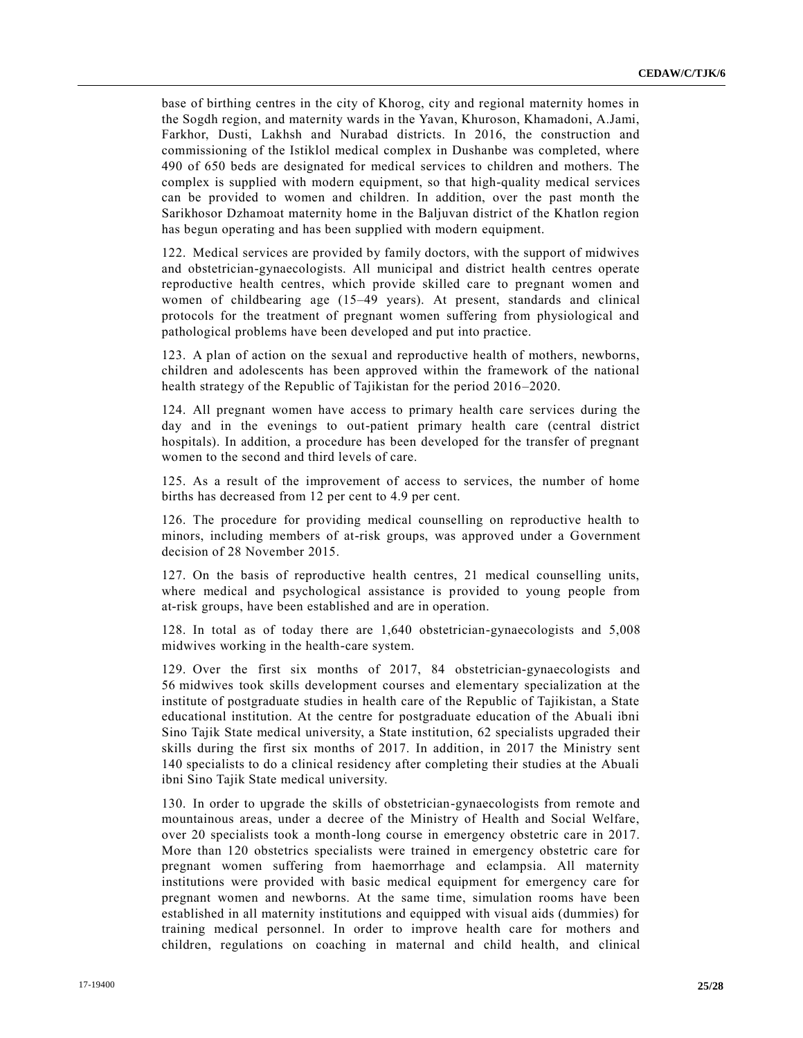base of birthing centres in the city of Khorog, city and regional maternity homes in the Sogdh region, and maternity wards in the Yavan, Khuroson, Khamadoni, A.Jami, Farkhor, Dusti, Lakhsh and Nurabad districts. In 2016, the construction and commissioning of the Istiklol medical complex in Dushanbe was completed, where 490 of 650 beds are designated for medical services to children and mothers. The complex is supplied with modern equipment, so that high-quality medical services can be provided to women and children. In addition, over the past month the Sarikhosor Dzhamoat maternity home in the Baljuvan district of the Khatlon region has begun operating and has been supplied with modern equipment.

122. Medical services are provided by family doctors, with the support of midwives and obstetrician-gynaecologists. All municipal and district health centres operate reproductive health centres, which provide skilled care to pregnant women and women of childbearing age (15–49 years). At present, standards and clinical protocols for the treatment of pregnant women suffering from physiological and pathological problems have been developed and put into practice.

123. A plan of action on the sexual and reproductive health of mothers, newborns, children and adolescents has been approved within the framework of the national health strategy of the Republic of Tajikistan for the period 2016–2020.

124. All pregnant women have access to primary health care services during the day and in the evenings to out-patient primary health care (central district hospitals). In addition, a procedure has been developed for the transfer of pregnant women to the second and third levels of care.

125. As a result of the improvement of access to services, the number of home births has decreased from 12 per cent to 4.9 per cent.

126. The procedure for providing medical counselling on reproductive health to minors, including members of at-risk groups, was approved under a Government decision of 28 November 2015.

127. On the basis of reproductive health centres, 21 medical counselling units, where medical and psychological assistance is provided to young people from at-risk groups, have been established and are in operation.

128. In total as of today there are 1,640 obstetrician-gynaecologists and 5,008 midwives working in the health-care system.

129. Over the first six months of 2017, 84 obstetrician-gynaecologists and 56 midwives took skills development courses and elementary specialization at the institute of postgraduate studies in health care of the Republic of Tajikistan, a State educational institution. At the centre for postgraduate education of the Abuali ibni Sino Tajik State medical university, a State institution, 62 specialists upgraded their skills during the first six months of 2017. In addition, in 2017 the Ministry sent 140 specialists to do a clinical residency after completing their studies at the Abuali ibni Sino Tajik State medical university.

130. In order to upgrade the skills of obstetrician-gynaecologists from remote and mountainous areas, under a decree of the Ministry of Health and Social Welfare, over 20 specialists took a month-long course in emergency obstetric care in 2017. More than 120 obstetrics specialists were trained in emergency obstetric care for pregnant women suffering from haemorrhage and eclampsia. All maternity institutions were provided with basic medical equipment for emergency care for pregnant women and newborns. At the same time, simulation rooms have been established in all maternity institutions and equipped with visual aids (dummies) for training medical personnel. In order to improve health care for mothers and children, regulations on coaching in maternal and child health, and clinical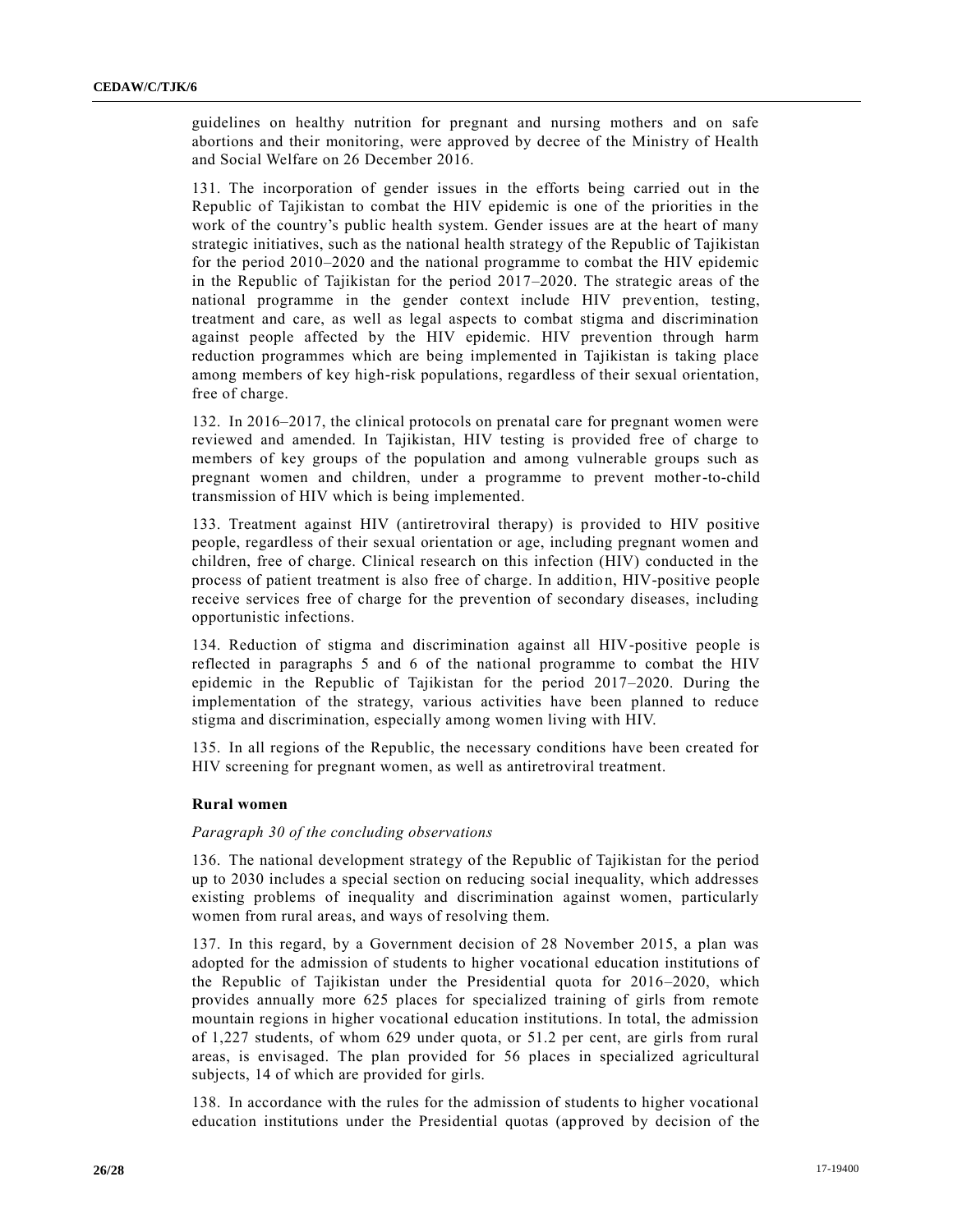guidelines on healthy nutrition for pregnant and nursing mothers and on safe abortions and their monitoring, were approved by decree of the Ministry of Health and Social Welfare on 26 December 2016.

131. The incorporation of gender issues in the efforts being carried out in the Republic of Tajikistan to combat the HIV epidemic is one of the priorities in the work of the country's public health system. Gender issues are at the heart of many strategic initiatives, such as the national health strategy of the Republic of Tajikistan for the period 2010–2020 and the national programme to combat the HIV epidemic in the Republic of Tajikistan for the period 2017–2020. The strategic areas of the national programme in the gender context include HIV prevention, testing, treatment and care, as well as legal aspects to combat stigma and discrimination against people affected by the HIV epidemic. HIV prevention through harm reduction programmes which are being implemented in Tajikistan is taking place among members of key high-risk populations, regardless of their sexual orientation, free of charge.

132. In 2016–2017, the clinical protocols on prenatal care for pregnant women were reviewed and amended. In Tajikistan, HIV testing is provided free of charge to members of key groups of the population and among vulnerable groups such as pregnant women and children, under a programme to prevent mother-to-child transmission of HIV which is being implemented.

133. Treatment against HIV (antiretroviral therapy) is provided to HIV positive people, regardless of their sexual orientation or age, including pregnant women and children, free of charge. Clinical research on this infection (HIV) conducted in the process of patient treatment is also free of charge. In addition, HIV-positive people receive services free of charge for the prevention of secondary diseases, including opportunistic infections.

134. Reduction of stigma and discrimination against all HIV-positive people is reflected in paragraphs 5 and 6 of the national programme to combat the HIV epidemic in the Republic of Tajikistan for the period 2017–2020. During the implementation of the strategy, various activities have been planned to reduce stigma and discrimination, especially among women living with HIV.

135. In all regions of the Republic, the necessary conditions have been created for HIV screening for pregnant women, as well as antiretroviral treatment.

### Rural women

*Paragraph 30 of the concluding observations*

136. The national development strategy of the Republic of Tajikistan for the period up to 2030 includes a special section on reducing social inequality, which addresses existing problems of inequality and discrimination against women, particularly women from rural areas, and ways of resolving them.

137. In this regard, by a Government decision of 28 November 2015, a plan was adopted for the admission of students to higher vocational education institutions of the Republic of Tajikistan under the Presidential quota for 2016–2020, which provides annually more 625 places for specialized training of girls from remote mountain regions in higher vocational education institutions. In total, the admission of 1,227 students, of whom 629 under quota, or 51.2 per cent, are girls from rural areas, is envisaged. The plan provided for 56 places in specialized agricultural subjects, 14 of which are provided for girls.

138. In accordance with the rules for the admission of students to higher vocational education institutions under the Presidential quotas (approved by decision of the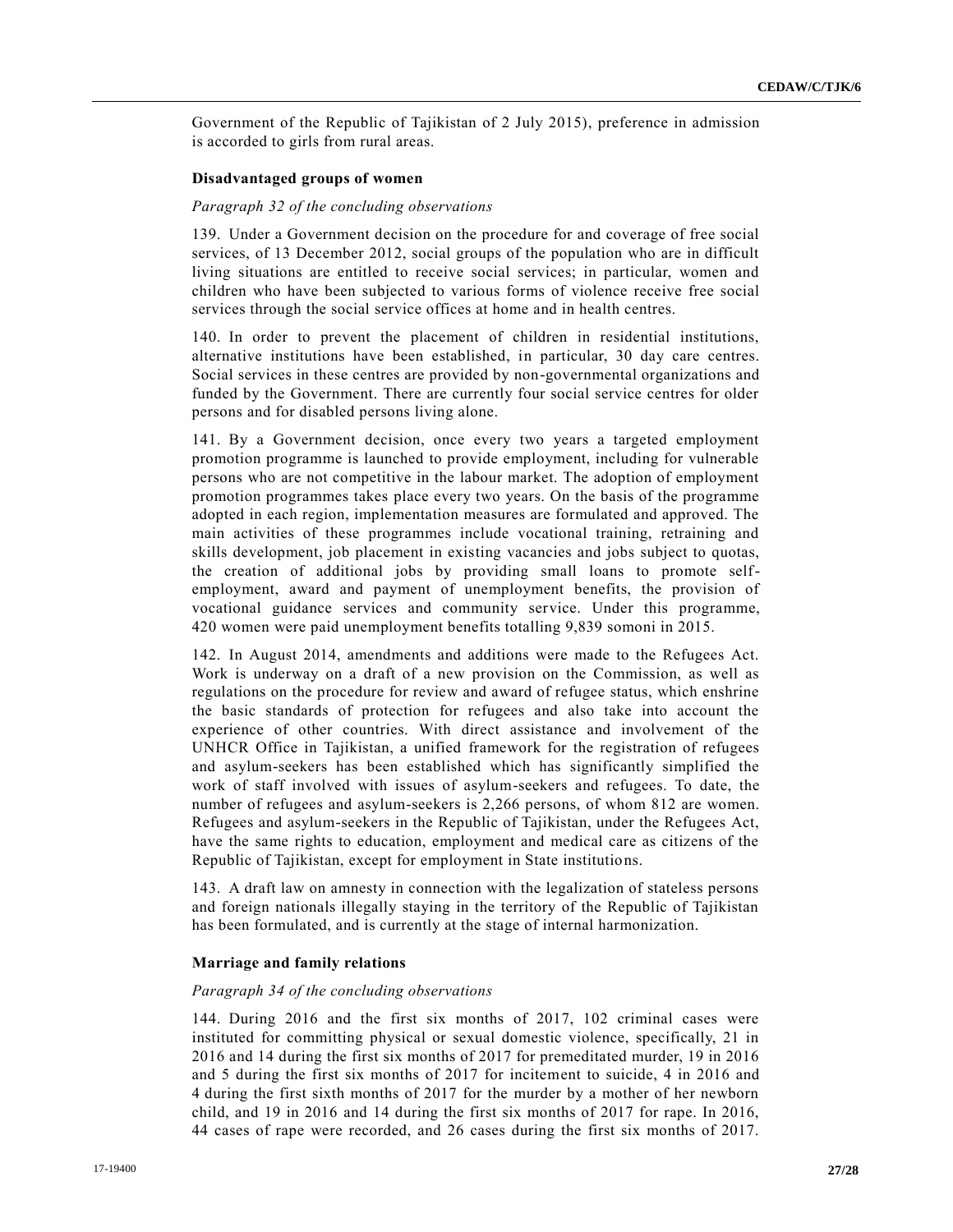Government of the Republic of Tajikistan of 2 July 2015), preference in admission is accorded to girls from rural areas.

### Disadvantaged groups of women

*Paragraph 32 of the concluding observations*

139. Under a Government decision on the procedure for and coverage of free social services, of 13 December 2012, social groups of the population who are in difficult living situations are entitled to receive social services; in particular, women and children who have been subjected to various forms of violence receive free social services through the social service offices at home and in health centres.

140. In order to prevent the placement of children in residential institutions, alternative institutions have been established, in particular, 30 day care centres. Social services in these centres are provided by non-governmental organizations and funded by the Government. There are currently four social service centres for older persons and for disabled persons living alone.

141. By a Government decision, once every two years a targeted employment promotion programme is launched to provide employment, including for vulnerable persons who are not competitive in the labour market. The adoption of employment promotion programmes takes place every two years. On the basis of the programme adopted in each region, implementation measures are formulated and approved. The main activities of these programmes include vocational training, retraining and skills development, job placement in existing vacancies and jobs subject to quotas, the creation of additional jobs by providing small loans to promote self-employment, award and payment of unemployment benefits, the provision of vocational guidance services and community service. Under this programme, 420 women were paid unemployment benefits totalling 9,839 somoni in 2015.

142. In August 2014, amendments and additions were made to the Refugees Act. Work is underway on a draft of a new provision on the Commission, as well as regulations on the procedure for review and award of refugee status, which enshrine the basic standards of protection for refugees and also take into account the experience of other countries. With direct assistance and involvement of the UNHCR Office in Tajikistan, a unified framework for the registration of refugees and asylum-seekers has been established which has significantly simplified the work of staff involved with issues of asylum-seekers and refugees. To date, the number of refugees and asylum-seekers is 2,266 persons, of whom 812 are women. Refugees and asylum-seekers in the Republic of Tajikistan, under the Refugees Act, have the same rights to education, employment and medical care as citizens of the Republic of Tajikistan, except for employment in State institutions.

143. A draft law on amnesty in connection with the legalization of stateless persons and foreign nationals illegally staying in the territory of the Republic of Tajikistan has been formulated, and is currently at the stage of internal harmonization.

### Marriage and family relations

*Paragraph 34 of the concluding observations*

144. During 2016 and the first six months of 2017, 102 criminal cases were instituted for committing physical or sexual domestic violence, specifically, 21 in 2016 and 14 during the first six months of 2017 for premeditated murder, 19 in 2016 and 5 during the first six months of 2017 for incitement to suicide, 4 in 2016 and 4 during the first sixth months of 2017 for the murder by a mother of her newborn child, and 19 in 2016 and 14 during the first six months of 2017 for rape. In 2016, 44 cases of rape were recorded, and 26 cases during the first six months of 2017.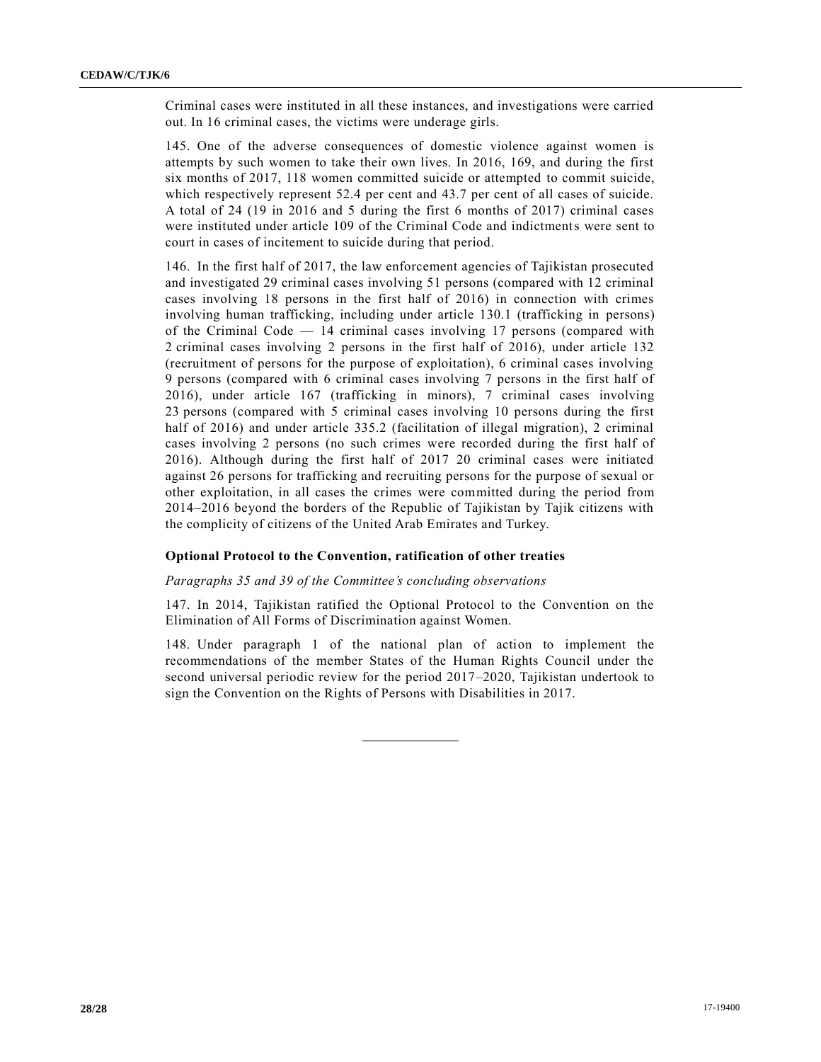Criminal cases were instituted in all these instances, and investigations were carried out. In 16 criminal cases, the victims were underage girls.

145. One of the adverse consequences of domestic violence against women is attempts by such women to take their own lives. In 2016, 169, and during the first six months of 2017, 118 women committed suicide or attempted to commit suicide, which respectively represent 52.4 per cent and 43.7 per cent of all cases of suicide. A total of 24 (19 in 2016 and 5 during the first 6 months of 2017) criminal cases were instituted under article 109 of the Criminal Code and indictments were sent to court in cases of incitement to suicide during that period.

146. In the first half of 2017, the law enforcement agencies of Tajikistan prosecuted and investigated 29 criminal cases involving 51 persons (compared with 12 criminal cases involving 18 persons in the first half of 2016) in connection with crimes involving human trafficking, including under article 130.1 (trafficking in persons) of the Criminal Code — 14 criminal cases involving 17 persons (compared with 2 criminal cases involving 2 persons in the first half of 2016), under article 132 (recruitment of persons for the purpose of exploitation), 6 criminal cases involving 9 persons (compared with 6 criminal cases involving 7 persons in the first half of 2016), under article 167 (trafficking in minors), 7 criminal cases involving 23 persons (compared with 5 criminal cases involving 10 persons during the first half of 2016) and under article 335.2 (facilitation of illegal migration), 2 criminal cases involving 2 persons (no such crimes were recorded during the first half of 2016). Although during the first half of 2017 20 criminal cases were initiated against 26 persons for trafficking and recruiting persons for the purpose of sexual or other exploitation, in all cases the crimes were committed during the period from 2014–2016 beyond the borders of the Republic of Tajikistan by Tajik citizens with the complicity of citizens of the United Arab Emirates and Turkey.

### Optional Protocol to the Convention, ratification of other treaties

*Paragraphs 35 and 39 of the Committee's concluding observations*

147. In 2014, Tajikistan ratified the Optional Protocol to the Convention on the Elimination of All Forms of Discrimination against Women.

148. Under paragraph 1 of the national plan of action to implement the recommendations of the member States of the Human Rights Council under the second universal periodic review for the period 2017–2020, Tajikistan undertook to sign the Convention on the Rights of Persons with Disabilities in 2017.